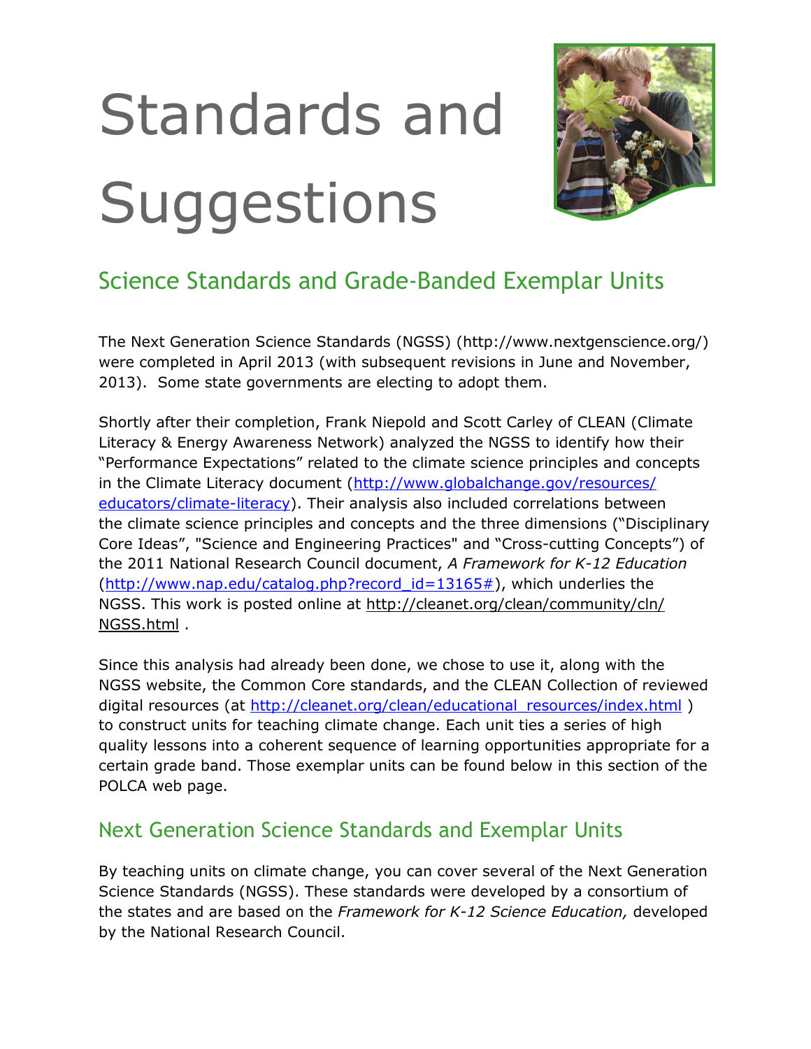# Standards and Suggestions

## Science Standards and Grade-Banded Exemplar Units

The Next Generation Science Standards (NGSS) (http://www.nextgenscience.org/) were completed in April 2013 (with subsequent revisions in June and November, 2013). Some state governments are electing to adopt them.

Shortly after their completion, Frank Niepold and Scott Carley of CLEAN (Climate Literacy & Energy Awareness Network) analyzed the NGSS to identify how their "Performance Expectations" related to the climate science principles and concepts in the Climate Literacy document (http://www.globalchange.gov/resources/educators/climate-literacy). Their analysis also included correlations between the climate science principles and concepts and the three dimensions ("Disciplinary Core Ideas", "Science and Engineering Practices" and "Cross-cutting Concepts") of the 2011 National Research Council document, *A Framework for K-12 Education* (http://www.nap.edu/catalog.php?record_id=13165#), which underlies the NGSS. This work is posted online at http://cleanet.org/clean/community/cln/NGSS.html .

Since this analysis had already been done, we chose to use it, along with the NGSS website, the Common Core standards, and the CLEAN Collection of reviewed digital resources (at http://cleanet.org/clean/educational_resources/index.html ) to construct units for teaching climate change. Each unit ties a series of high quality lessons into a coherent sequence of learning opportunities appropriate for a certain grade band. Those exemplar units can be found below in this section of the POLCA web page.

## Next Generation Science Standards and Exemplar Units

By teaching units on climate change, you can cover several of the Next Generation Science Standards (NGSS). These standards were developed by a consortium of the states and are based on the *Framework for K-12 Science Education,* developed by the National Research Council.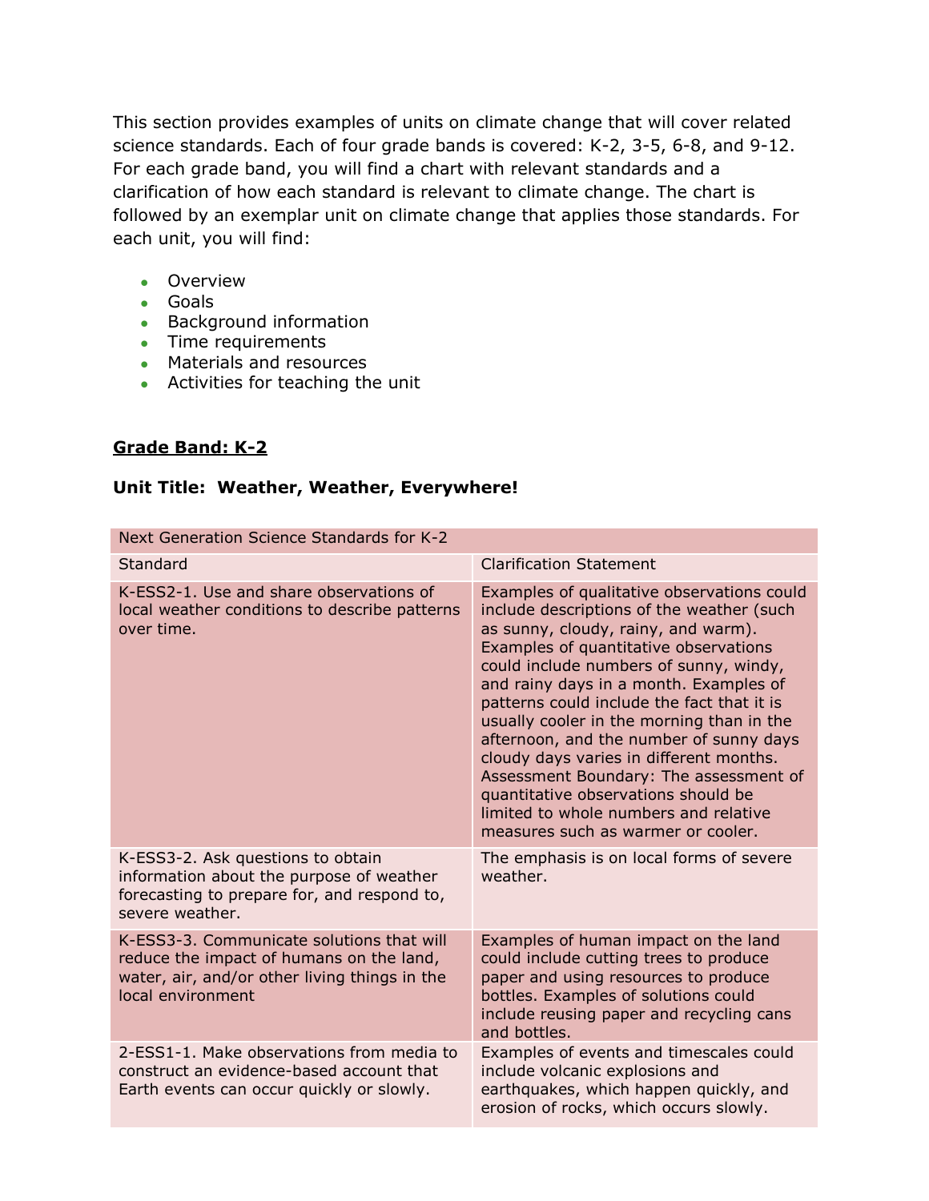This section provides examples of units on climate change that will cover related science standards. Each of four grade bands is covered: K-2, 3-5, 6-8, and 9-12. For each grade band, you will find a chart with relevant standards and a clarification of how each standard is relevant to climate change. The chart is followed by an exemplar unit on climate change that applies those standards. For each unit, you will find:

- Overview
- Goals
- Background information
- Time requirements
- Materials and resources
- Activities for teaching the unit

## Grade Band: K-2

### Unit Title: Weather, Weather, Everywhere!

| Next Generation Science Standards for K-2 | |
|---|---|
| Standard | Clarification Statement |
| K-ESS2-1. Use and share observations of local weather conditions to describe patterns over time. | Examples of qualitative observations could include descriptions of the weather (such as sunny, cloudy, rainy, and warm). Examples of quantitative observations could include numbers of sunny, windy, and rainy days in a month. Examples of patterns could include the fact that it is usually cooler in the morning than in the afternoon, and the number of sunny days cloudy days varies in different months. Assessment Boundary: The assessment of quantitative observations should be limited to whole numbers and relative measures such as warmer or cooler. |
| K-ESS3-2. Ask questions to obtain information about the purpose of weather forecasting to prepare for, and respond to, severe weather. | The emphasis is on local forms of severe weather. |
| K-ESS3-3. Communicate solutions that will reduce the impact of humans on the land, water, air, and/or other living things in the local environment | Examples of human impact on the land could include cutting trees to produce paper and using resources to produce bottles. Examples of solutions could include reusing paper and recycling cans and bottles. |
| 2-ESS1-1. Make observations from media to construct an evidence-based account that Earth events can occur quickly or slowly. | Examples of events and timescales could include volcanic explosions and earthquakes, which happen quickly, and erosion of rocks, which occurs slowly. |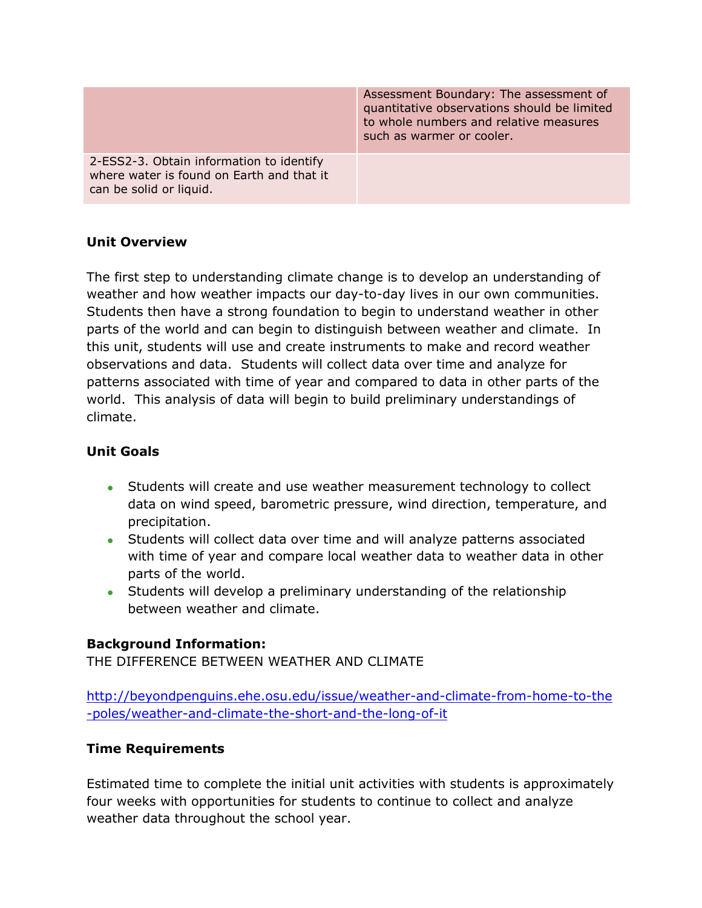| | |
|---|---|
| | Assessment Boundary: The assessment of quantitative observations should be limited to whole numbers and relative measures such as warmer or cooler. |
| 2-ESS2-3. Obtain information to identify where water is found on Earth and that it can be solid or liquid. | |

**Unit Overview**

The first step to understanding climate change is to develop an understanding of weather and how weather impacts our day-to-day lives in our own communities. Students then have a strong foundation to begin to understand weather in other parts of the world and can begin to distinguish between weather and climate. In this unit, students will use and create instruments to make and record weather observations and data. Students will collect data over time and analyze for patterns associated with time of year and compared to data in other parts of the world. This analysis of data will begin to build preliminary understandings of climate.

**Unit Goals**

- Students will create and use weather measurement technology to collect data on wind speed, barometric pressure, wind direction, temperature, and precipitation.
- Students will collect data over time and will analyze patterns associated with time of year and compare local weather data to weather data in other parts of the world.
- Students will develop a preliminary understanding of the relationship between weather and climate.

**Background Information:**
THE DIFFERENCE BETWEEN WEATHER AND CLIMATE

http://beyondpenguins.ehe.osu.edu/issue/weather-and-climate-from-home-to-the-poles/weather-and-climate-the-short-and-the-long-of-it

**Time Requirements**

Estimated time to complete the initial unit activities with students is approximately four weeks with opportunities for students to continue to collect and analyze weather data throughout the school year.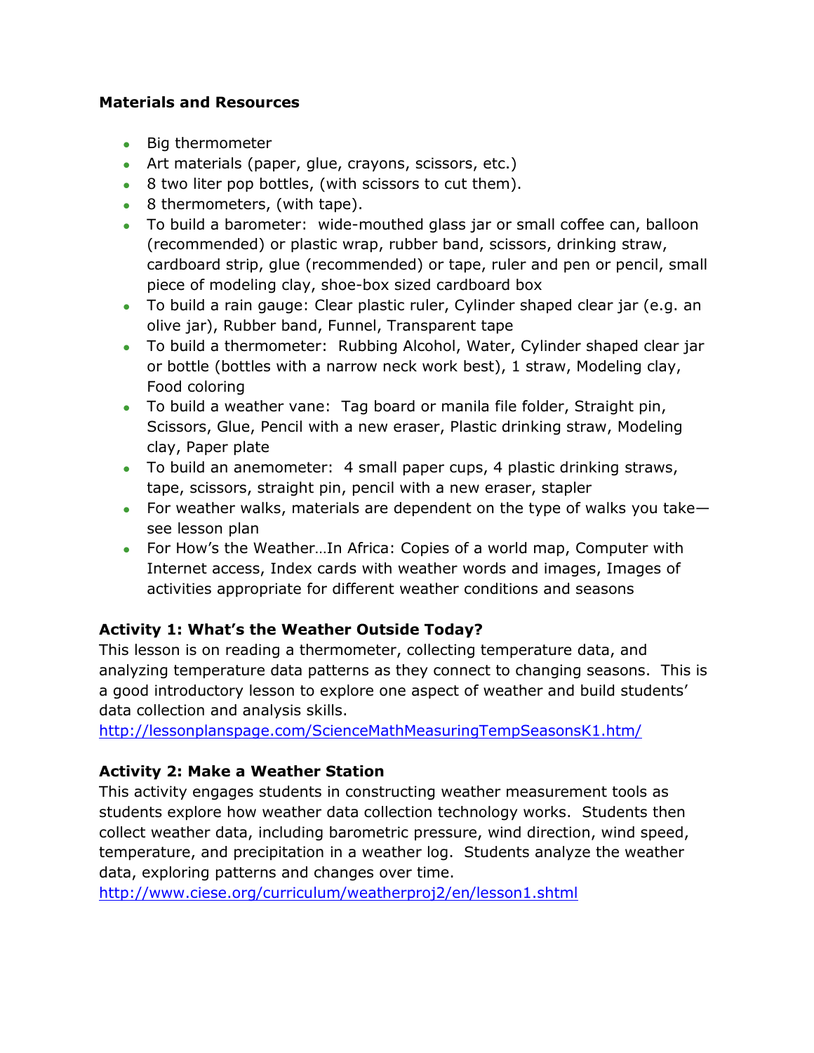**Materials and Resources**

- Big thermometer
- Art materials (paper, glue, crayons, scissors, etc.)
- 8 two liter pop bottles, (with scissors to cut them).
- 8 thermometers, (with tape).
- To build a barometer: wide-mouthed glass jar or small coffee can, balloon (recommended) or plastic wrap, rubber band, scissors, drinking straw, cardboard strip, glue (recommended) or tape, ruler and pen or pencil, small piece of modeling clay, shoe-box sized cardboard box
- To build a rain gauge: Clear plastic ruler, Cylinder shaped clear jar (e.g. an olive jar), Rubber band, Funnel, Transparent tape
- To build a thermometer: Rubbing Alcohol, Water, Cylinder shaped clear jar or bottle (bottles with a narrow neck work best), 1 straw, Modeling clay, Food coloring
- To build a weather vane: Tag board or manila file folder, Straight pin, Scissors, Glue, Pencil with a new eraser, Plastic drinking straw, Modeling clay, Paper plate
- To build an anemometer: 4 small paper cups, 4 plastic drinking straws, tape, scissors, straight pin, pencil with a new eraser, stapler
- For weather walks, materials are dependent on the type of walks you take—see lesson plan
- For How's the Weather…In Africa: Copies of a world map, Computer with Internet access, Index cards with weather words and images, Images of activities appropriate for different weather conditions and seasons

**Activity 1: What's the Weather Outside Today?**
This lesson is on reading a thermometer, collecting temperature data, and analyzing temperature data patterns as they connect to changing seasons. This is a good introductory lesson to explore one aspect of weather and build students' data collection and analysis skills.
http://lessonplanspage.com/ScienceMathMeasuringTempSeasonsK1.htm/

**Activity 2: Make a Weather Station**
This activity engages students in constructing weather measurement tools as students explore how weather data collection technology works. Students then collect weather data, including barometric pressure, wind direction, wind speed, temperature, and precipitation in a weather log. Students analyze the weather data, exploring patterns and changes over time.
http://www.ciese.org/curriculum/weatherproj2/en/lesson1.shtml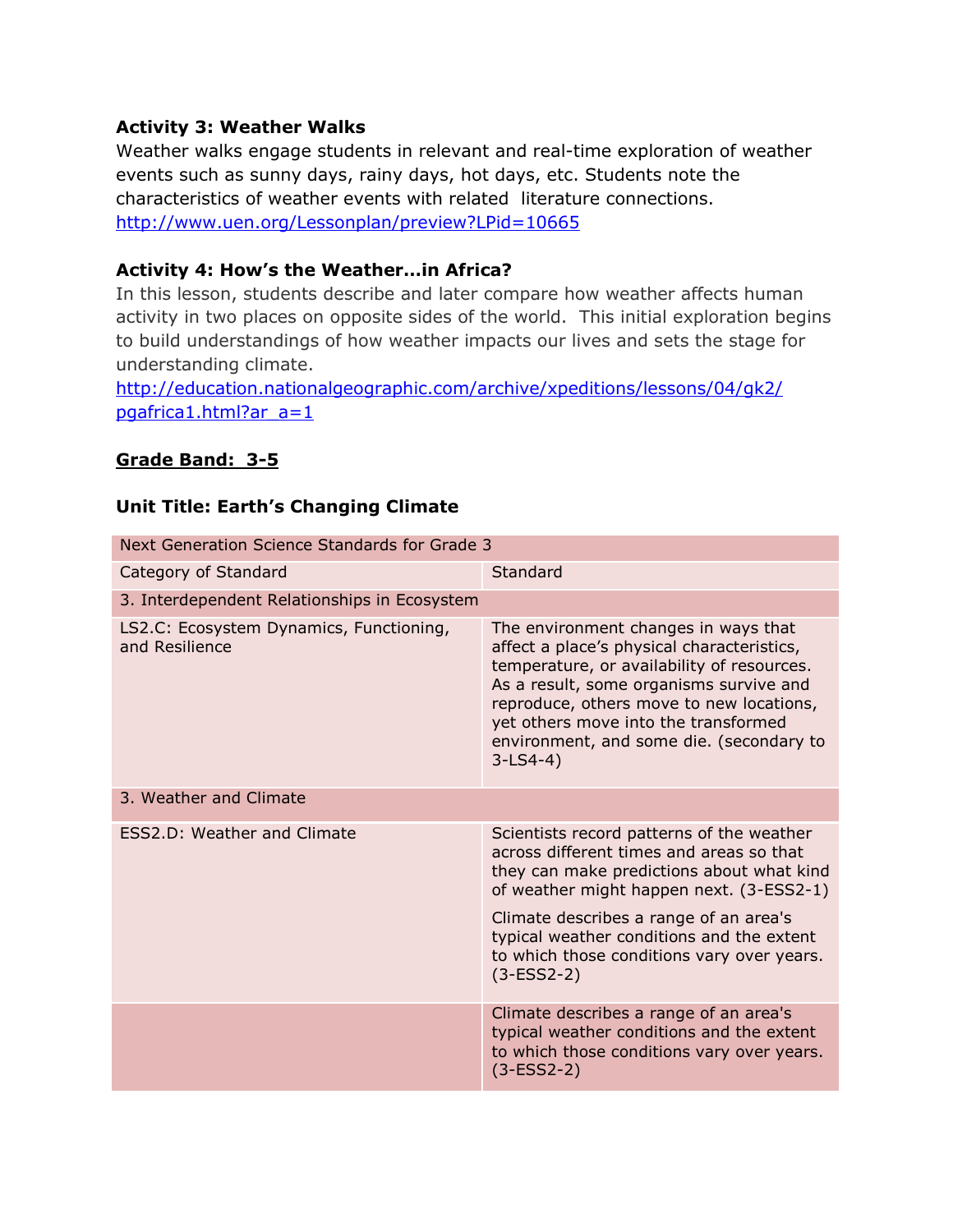**Activity 3: Weather Walks**
Weather walks engage students in relevant and real-time exploration of weather events such as sunny days, rainy days, hot days, etc. Students note the characteristics of weather events with related literature connections.
http://www.uen.org/Lessonplan/preview?LPid=10665

**Activity 4: How's the Weather…in Africa?**
In this lesson, students describe and later compare how weather affects human activity in two places on opposite sides of the world. This initial exploration begins to build understandings of how weather impacts our lives and sets the stage for understanding climate.
http://education.nationalgeographic.com/archive/xpeditions/lessons/04/gk2/pgafrica1.html?ar_a=1

**Grade Band: 3-5**

**Unit Title: Earth's Changing Climate**

| Next Generation Science Standards for Grade 3 | |
|---|---|
| Category of Standard | Standard |
| 3. Interdependent Relationships in Ecosystem | |
| LS2.C: Ecosystem Dynamics, Functioning, and Resilience | The environment changes in ways that affect a place's physical characteristics, temperature, or availability of resources. As a result, some organisms survive and reproduce, others move to new locations, yet others move into the transformed environment, and some die. (secondary to 3-LS4-4) |
| 3. Weather and Climate | |
| ESS2.D: Weather and Climate | Scientists record patterns of the weather across different times and areas so that they can make predictions about what kind of weather might happen next. (3-ESS2-1)<br><br>Climate describes a range of an area's typical weather conditions and the extent to which those conditions vary over years. (3-ESS2-2) |
| | Climate describes a range of an area's typical weather conditions and the extent to which those conditions vary over years. (3-ESS2-2) |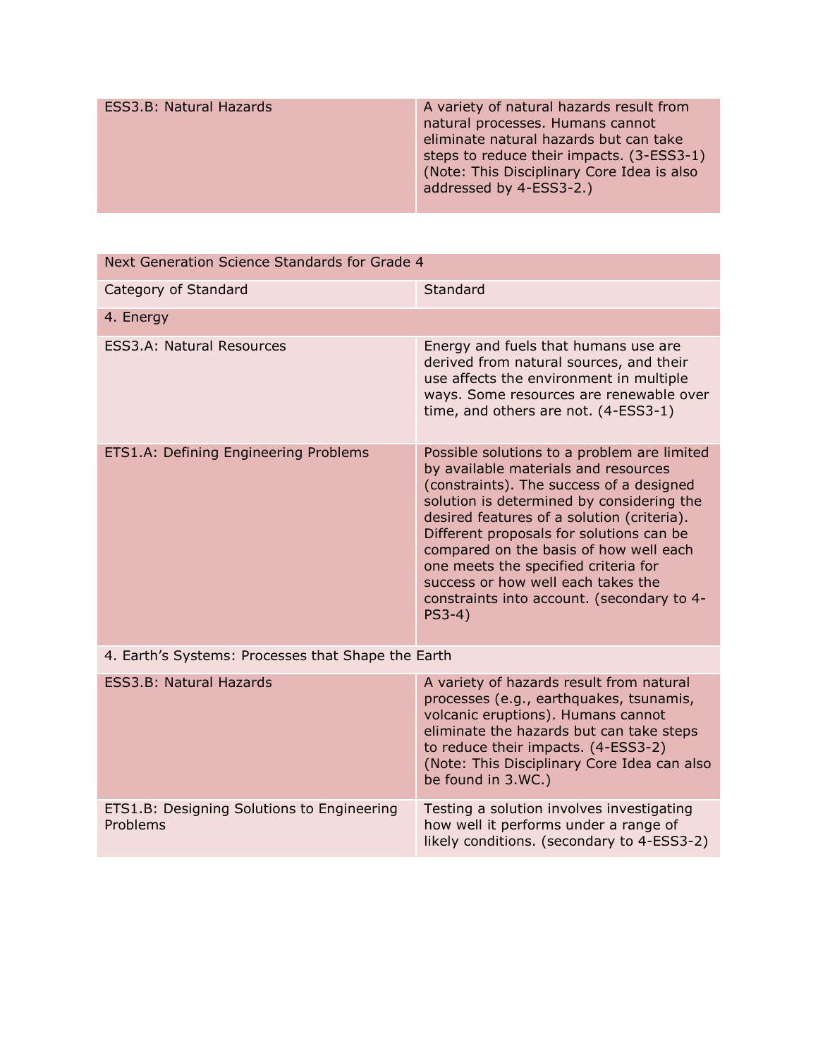| | |
|---|---|
| ESS3.B: Natural Hazards | A variety of natural hazards result from natural processes. Humans cannot eliminate natural hazards but can take steps to reduce their impacts. (3-ESS3-1) (Note: This Disciplinary Core Idea is also addressed by 4-ESS3-2.) |

| Next Generation Science Standards for Grade 4 | |
|---|---|
| Category of Standard | Standard |
| 4. Energy | |
| ESS3.A: Natural Resources | Energy and fuels that humans use are derived from natural sources, and their use affects the environment in multiple ways. Some resources are renewable over time, and others are not. (4-ESS3-1) |
| ETS1.A: Defining Engineering Problems | Possible solutions to a problem are limited by available materials and resources (constraints). The success of a designed solution is determined by considering the desired features of a solution (criteria). Different proposals for solutions can be compared on the basis of how well each one meets the specified criteria for success or how well each takes the constraints into account. (secondary to 4-PS3-4) |
| 4. Earth's Systems: Processes that Shape the Earth | |
| ESS3.B: Natural Hazards | A variety of hazards result from natural processes (e.g., earthquakes, tsunamis, volcanic eruptions). Humans cannot eliminate the hazards but can take steps to reduce their impacts. (4-ESS3-2) (Note: This Disciplinary Core Idea can also be found in 3.WC.) |
| ETS1.B: Designing Solutions to Engineering Problems | Testing a solution involves investigating how well it performs under a range of likely conditions. (secondary to 4-ESS3-2) |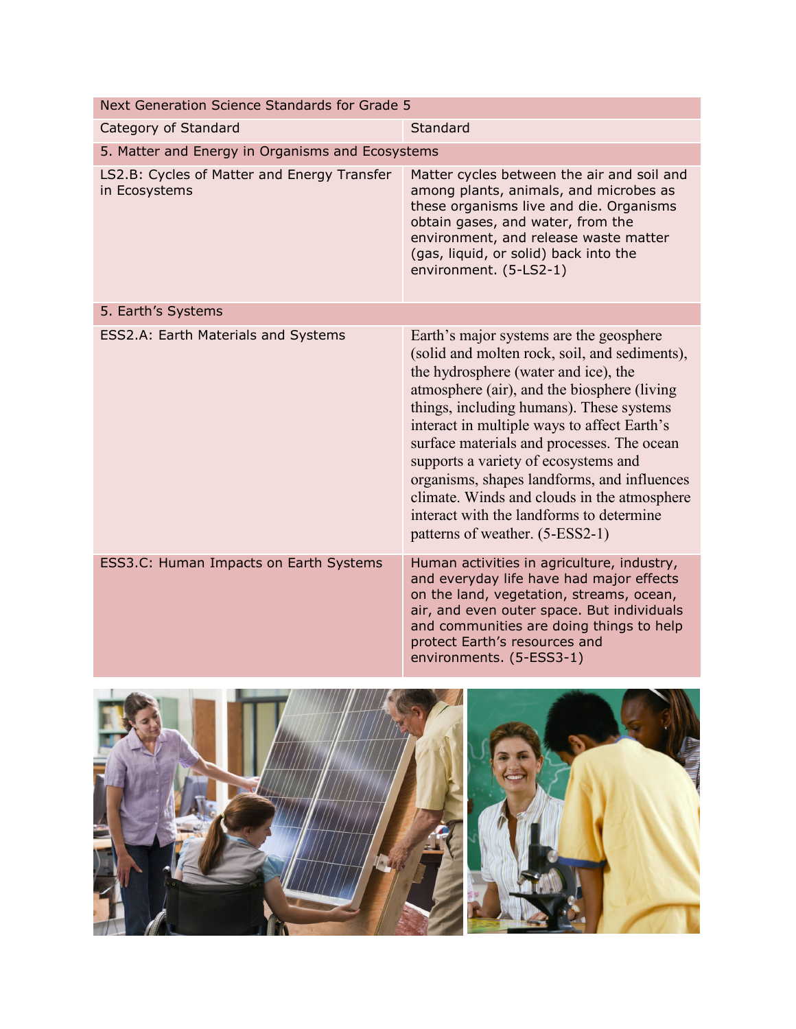| Next Generation Science Standards for Grade 5 | |
|---|---|
| Category of Standard | Standard |
| 5. Matter and Energy in Organisms and Ecosystems | |
| LS2.B: Cycles of Matter and Energy Transfer in Ecosystems | Matter cycles between the air and soil and among plants, animals, and microbes as these organisms live and die. Organisms obtain gases, and water, from the environment, and release waste matter (gas, liquid, or solid) back into the environment. (5-LS2-1) |
| 5. Earth's Systems | |
| ESS2.A: Earth Materials and Systems | Earth's major systems are the geosphere (solid and molten rock, soil, and sediments), the hydrosphere (water and ice), the atmosphere (air), and the biosphere (living things, including humans). These systems interact in multiple ways to affect Earth's surface materials and processes. The ocean supports a variety of ecosystems and organisms, shapes landforms, and influences climate. Winds and clouds in the atmosphere interact with the landforms to determine patterns of weather. (5-ESS2-1) |
| ESS3.C: Human Impacts on Earth Systems | Human activities in agriculture, industry, and everyday life have had major effects on the land, vegetation, streams, ocean, air, and even outer space. But individuals and communities are doing things to help protect Earth's resources and environments. (5-ESS3-1) |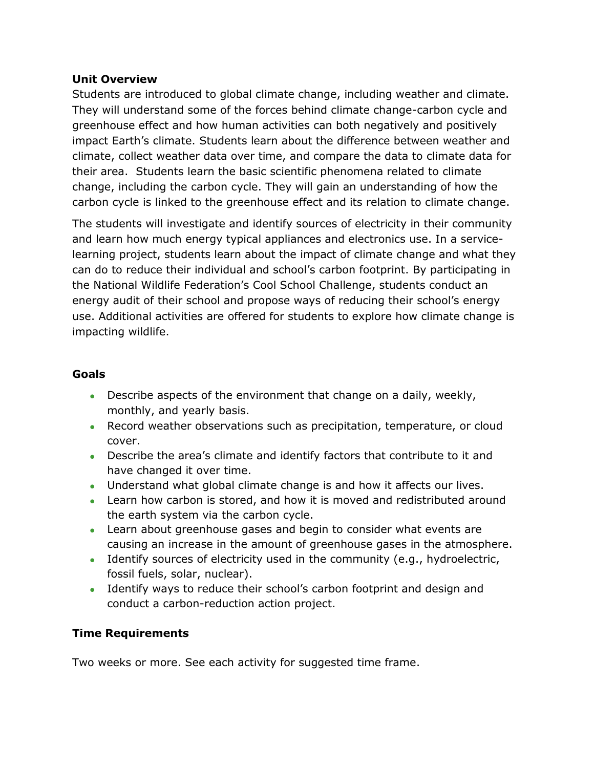**Unit Overview**

Students are introduced to global climate change, including weather and climate. They will understand some of the forces behind climate change-carbon cycle and greenhouse effect and how human activities can both negatively and positively impact Earth's climate. Students learn about the difference between weather and climate, collect weather data over time, and compare the data to climate data for their area. Students learn the basic scientific phenomena related to climate change, including the carbon cycle. They will gain an understanding of how the carbon cycle is linked to the greenhouse effect and its relation to climate change.

The students will investigate and identify sources of electricity in their community and learn how much energy typical appliances and electronics use. In a service-learning project, students learn about the impact of climate change and what they can do to reduce their individual and school's carbon footprint. By participating in the National Wildlife Federation's Cool School Challenge, students conduct an energy audit of their school and propose ways of reducing their school's energy use. Additional activities are offered for students to explore how climate change is impacting wildlife.

**Goals**

- Describe aspects of the environment that change on a daily, weekly, monthly, and yearly basis.
- Record weather observations such as precipitation, temperature, or cloud cover.
- Describe the area's climate and identify factors that contribute to it and have changed it over time.
- Understand what global climate change is and how it affects our lives.
- Learn how carbon is stored, and how it is moved and redistributed around the earth system via the carbon cycle.
- Learn about greenhouse gases and begin to consider what events are causing an increase in the amount of greenhouse gases in the atmosphere.
- Identify sources of electricity used in the community (e.g., hydroelectric, fossil fuels, solar, nuclear).
- Identify ways to reduce their school's carbon footprint and design and conduct a carbon-reduction action project.

**Time Requirements**

Two weeks or more. See each activity for suggested time frame.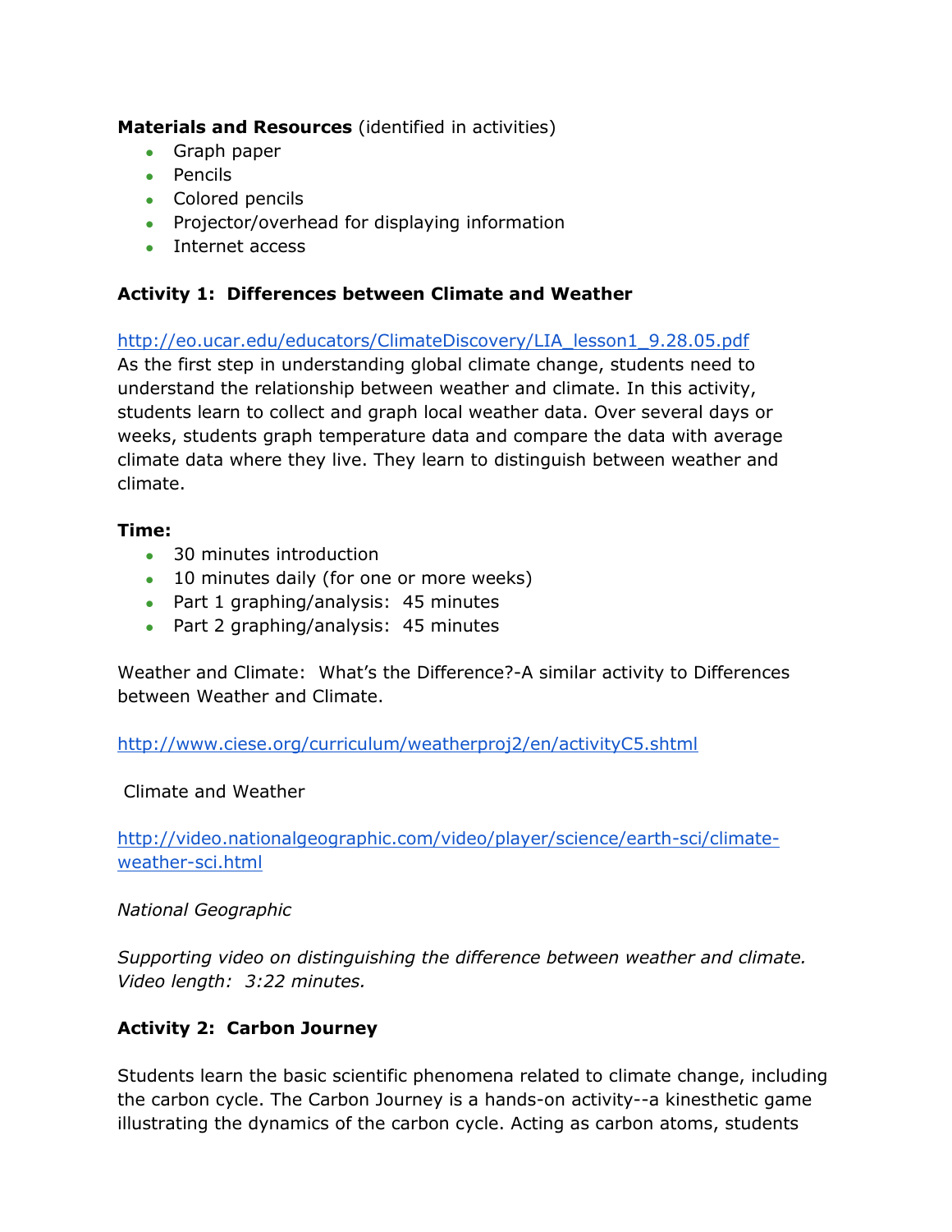**Materials and Resources** (identified in activities)

- Graph paper
- Pencils
- Colored pencils
- Projector/overhead for displaying information
- Internet access

**Activity 1: Differences between Climate and Weather**

http://eo.ucar.edu/educators/ClimateDiscovery/LIA_lesson1_9.28.05.pdf
As the first step in understanding global climate change, students need to understand the relationship between weather and climate. In this activity, students learn to collect and graph local weather data. Over several days or weeks, students graph temperature data and compare the data with average climate data where they live. They learn to distinguish between weather and climate.

**Time:**

- 30 minutes introduction
- 10 minutes daily (for one or more weeks)
- Part 1 graphing/analysis: 45 minutes
- Part 2 graphing/analysis: 45 minutes

Weather and Climate: What's the Difference?-A similar activity to Differences between Weather and Climate.

http://www.ciese.org/curriculum/weatherproj2/en/activityC5.shtml

Climate and Weather

http://video.nationalgeographic.com/video/player/science/earth-sci/climate-weather-sci.html

*National Geographic*

*Supporting video on distinguishing the difference between weather and climate. Video length: 3:22 minutes.*

**Activity 2: Carbon Journey**

Students learn the basic scientific phenomena related to climate change, including the carbon cycle. The Carbon Journey is a hands-on activity--a kinesthetic game illustrating the dynamics of the carbon cycle. Acting as carbon atoms, students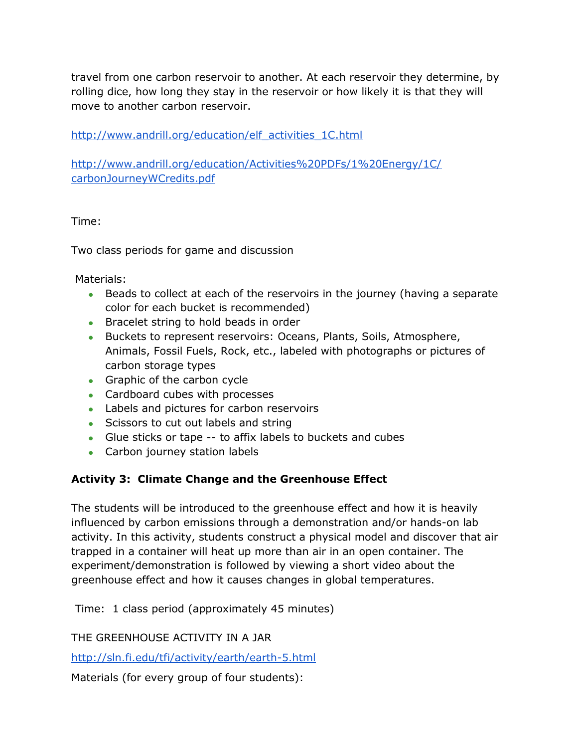travel from one carbon reservoir to another. At each reservoir they determine, by rolling dice, how long they stay in the reservoir or how likely it is that they will move to another carbon reservoir.

http://www.andrill.org/education/elf_activities_1C.html

http://www.andrill.org/education/Activities%20PDFs/1%20Energy/1C/carbonJourneyWCredits.pdf

Time:

Two class periods for game and discussion

Materials:

- Beads to collect at each of the reservoirs in the journey (having a separate color for each bucket is recommended)
- Bracelet string to hold beads in order
- Buckets to represent reservoirs: Oceans, Plants, Soils, Atmosphere, Animals, Fossil Fuels, Rock, etc., labeled with photographs or pictures of carbon storage types
- Graphic of the carbon cycle
- Cardboard cubes with processes
- Labels and pictures for carbon reservoirs
- Scissors to cut out labels and string
- Glue sticks or tape -- to affix labels to buckets and cubes
- Carbon journey station labels

**Activity 3: Climate Change and the Greenhouse Effect**

The students will be introduced to the greenhouse effect and how it is heavily influenced by carbon emissions through a demonstration and/or hands-on lab activity. In this activity, students construct a physical model and discover that air trapped in a container will heat up more than air in an open container. The experiment/demonstration is followed by viewing a short video about the greenhouse effect and how it causes changes in global temperatures.

Time: 1 class period (approximately 45 minutes)

THE GREENHOUSE ACTIVITY IN A JAR

http://sln.fi.edu/tfi/activity/earth/earth-5.html

Materials (for every group of four students):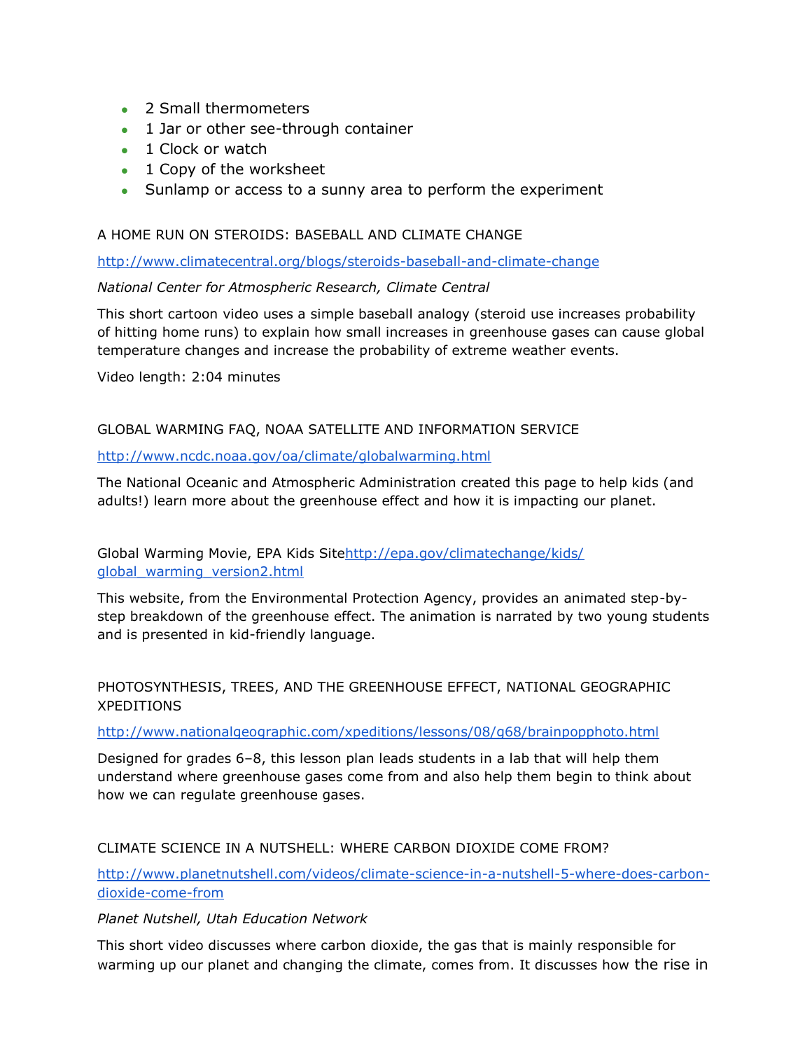- 2 Small thermometers
- 1 Jar or other see-through container
- 1 Clock or watch
- 1 Copy of the worksheet
- Sunlamp or access to a sunny area to perform the experiment

A HOME RUN ON STEROIDS: BASEBALL AND CLIMATE CHANGE

http://www.climatecentral.org/blogs/steroids-baseball-and-climate-change

*National Center for Atmospheric Research, Climate Central*

This short cartoon video uses a simple baseball analogy (steroid use increases probability of hitting home runs) to explain how small increases in greenhouse gases can cause global temperature changes and increase the probability of extreme weather events.

Video length: 2:04 minutes

GLOBAL WARMING FAQ, NOAA SATELLITE AND INFORMATION SERVICE

http://www.ncdc.noaa.gov/oa/climate/globalwarming.html

The National Oceanic and Atmospheric Administration created this page to help kids (and adults!) learn more about the greenhouse effect and how it is impacting our planet.

Global Warming Movie, EPA Kids Sitehttp://epa.gov/climatechange/kids/global_warming_version2.html

This website, from the Environmental Protection Agency, provides an animated step-by-step breakdown of the greenhouse effect. The animation is narrated by two young students and is presented in kid-friendly language.

PHOTOSYNTHESIS, TREES, AND THE GREENHOUSE EFFECT, NATIONAL GEOGRAPHIC XPEDITIONS

http://www.nationalgeographic.com/xpeditions/lessons/08/g68/brainpopphoto.html

Designed for grades 6–8, this lesson plan leads students in a lab that will help them understand where greenhouse gases come from and also help them begin to think about how we can regulate greenhouse gases.

CLIMATE SCIENCE IN A NUTSHELL: WHERE CARBON DIOXIDE COME FROM?

http://www.planetnutshell.com/videos/climate-science-in-a-nutshell-5-where-does-carbon-dioxide-come-from

*Planet Nutshell, Utah Education Network*

This short video discusses where carbon dioxide, the gas that is mainly responsible for warming up our planet and changing the climate, comes from. It discusses how the rise in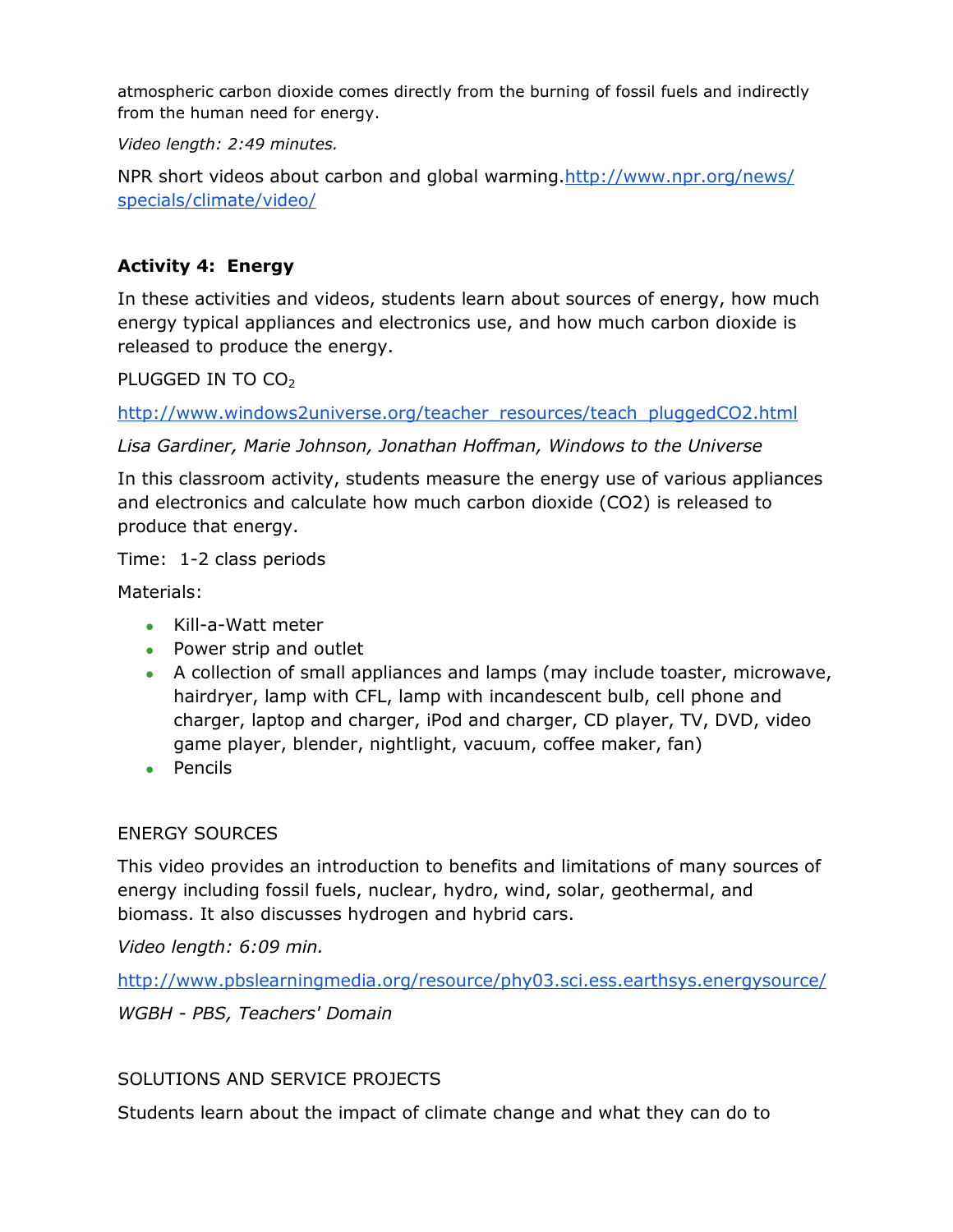atmospheric carbon dioxide comes directly from the burning of fossil fuels and indirectly from the human need for energy.

*Video length: 2:49 minutes.*

NPR short videos about carbon and global warming.http://www.npr.org/news/specials/climate/video/

### Activity 4: Energy

In these activities and videos, students learn about sources of energy, how much energy typical appliances and electronics use, and how much carbon dioxide is released to produce the energy.

PLUGGED IN TO $CO_2$

http://www.windows2universe.org/teacher_resources/teach_pluggedCO2.html

*Lisa Gardiner, Marie Johnson, Jonathan Hoffman, Windows to the Universe*

In this classroom activity, students measure the energy use of various appliances and electronics and calculate how much carbon dioxide (CO2) is released to produce that energy.

Time: 1-2 class periods

Materials:

- Kill-a-Watt meter
- Power strip and outlet
- A collection of small appliances and lamps (may include toaster, microwave, hairdryer, lamp with CFL, lamp with incandescent bulb, cell phone and charger, laptop and charger, iPod and charger, CD player, TV, DVD, video game player, blender, nightlight, vacuum, coffee maker, fan)
- Pencils

ENERGY SOURCES

This video provides an introduction to benefits and limitations of many sources of energy including fossil fuels, nuclear, hydro, wind, solar, geothermal, and biomass. It also discusses hydrogen and hybrid cars.

*Video length: 6:09 min.*

http://www.pbslearningmedia.org/resource/phy03.sci.ess.earthsys.energysource/

*WGBH - PBS, Teachers' Domain*

SOLUTIONS AND SERVICE PROJECTS

Students learn about the impact of climate change and what they can do to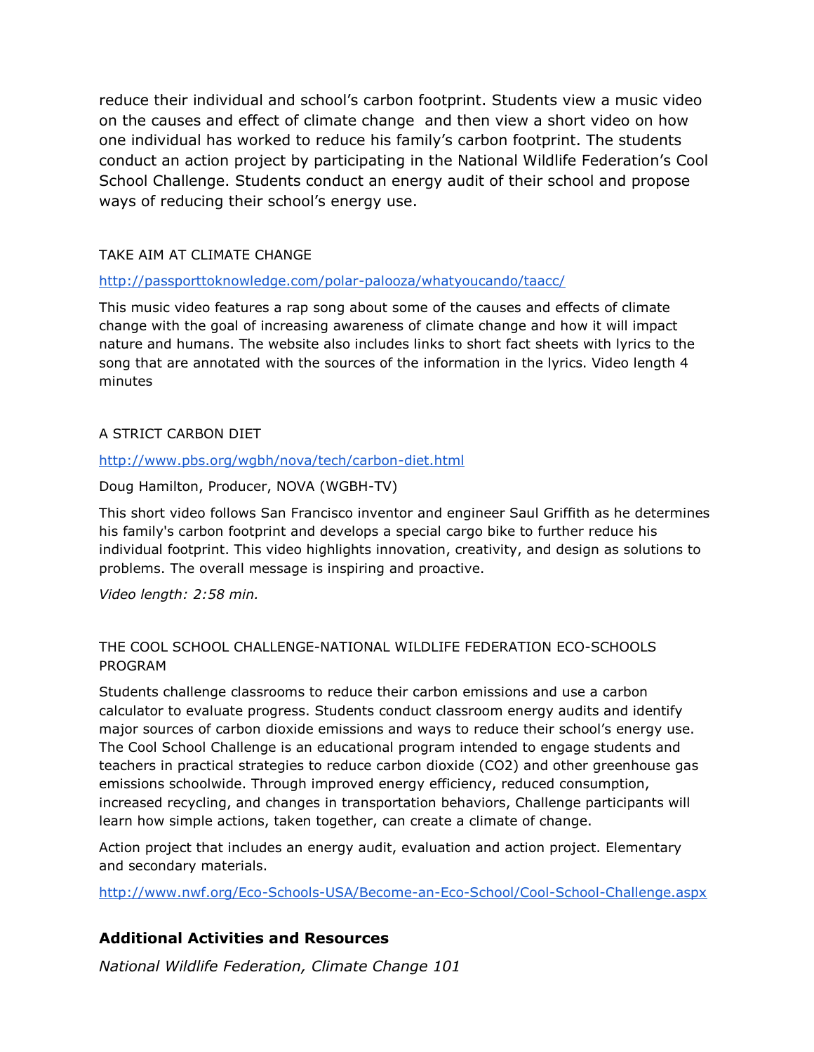reduce their individual and school's carbon footprint. Students view a music video on the causes and effect of climate change  and then view a short video on how one individual has worked to reduce his family's carbon footprint. The students conduct an action project by participating in the National Wildlife Federation's Cool School Challenge. Students conduct an energy audit of their school and propose ways of reducing their school's energy use.

TAKE AIM AT CLIMATE CHANGE

http://passporttoknowledge.com/polar-palooza/whatyoucando/taacc/

This music video features a rap song about some of the causes and effects of climate change with the goal of increasing awareness of climate change and how it will impact nature and humans. The website also includes links to short fact sheets with lyrics to the song that are annotated with the sources of the information in the lyrics. Video length 4 minutes

A STRICT CARBON DIET

http://www.pbs.org/wgbh/nova/tech/carbon-diet.html

Doug Hamilton, Producer, NOVA (WGBH-TV)

This short video follows San Francisco inventor and engineer Saul Griffith as he determines his family's carbon footprint and develops a special cargo bike to further reduce his individual footprint. This video highlights innovation, creativity, and design as solutions to problems. The overall message is inspiring and proactive.

*Video length: 2:58 min.*

THE COOL SCHOOL CHALLENGE-NATIONAL WILDLIFE FEDERATION ECO-SCHOOLS PROGRAM

Students challenge classrooms to reduce their carbon emissions and use a carbon calculator to evaluate progress. Students conduct classroom energy audits and identify major sources of carbon dioxide emissions and ways to reduce their school's energy use. The Cool School Challenge is an educational program intended to engage students and teachers in practical strategies to reduce carbon dioxide ($CO_2$) and other greenhouse gas emissions schoolwide. Through improved energy efficiency, reduced consumption, increased recycling, and changes in transportation behaviors, Challenge participants will learn how simple actions, taken together, can create a climate of change.

Action project that includes an energy audit, evaluation and action project. Elementary and secondary materials.

http://www.nwf.org/Eco-Schools-USA/Become-an-Eco-School/Cool-School-Challenge.aspx

## Additional Activities and Resources

*National Wildlife Federation, Climate Change 101*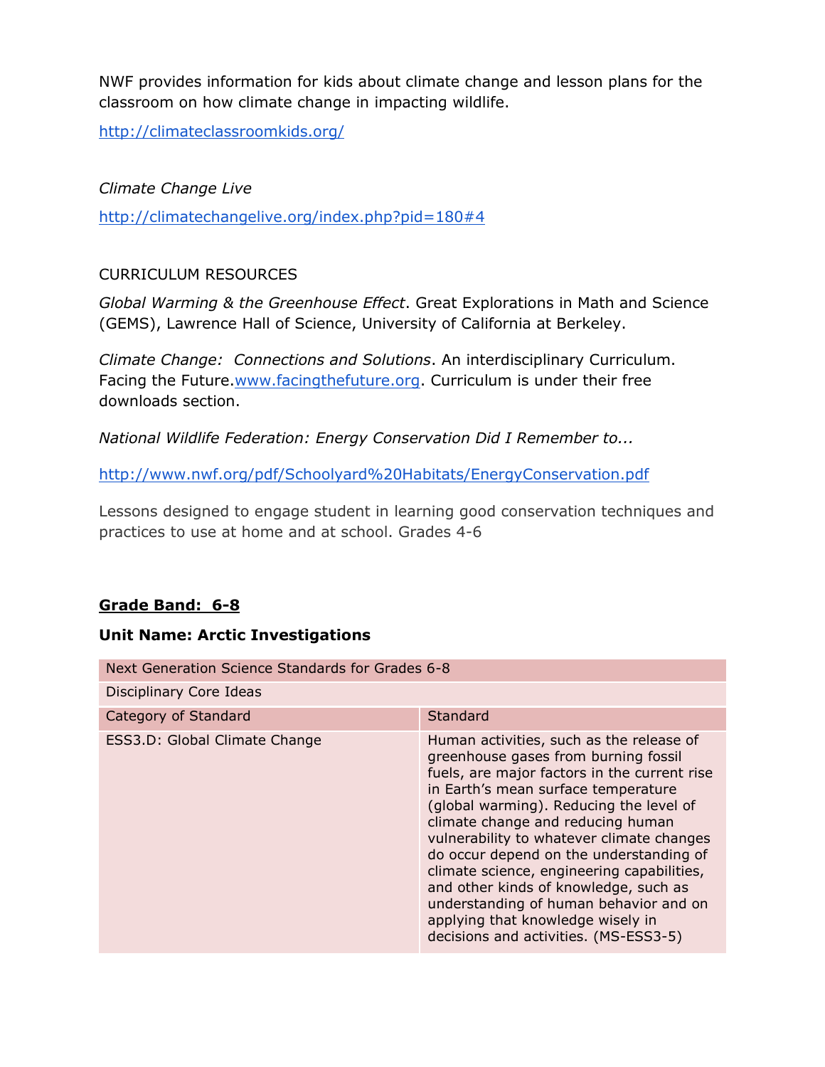NWF provides information for kids about climate change and lesson plans for the classroom on how climate change in impacting wildlife.

http://climateclassroomkids.org/

*Climate Change Live*

http://climatechangelive.org/index.php?pid=180#4

CURRICULUM RESOURCES

*Global Warming & the Greenhouse Effect*. Great Explorations in Math and Science (GEMS), Lawrence Hall of Science, University of California at Berkeley.

*Climate Change: Connections and Solutions*. An interdisciplinary Curriculum. Facing the Future.www.facingthefuture.org. Curriculum is under their free downloads section.

*National Wildlife Federation: Energy Conservation Did I Remember to...*

http://www.nwf.org/pdf/Schoolyard%20Habitats/EnergyConservation.pdf

Lessons designed to engage student in learning good conservation techniques and practices to use at home and at school. Grades 4-6

**Grade Band: 6-8**

**Unit Name: Arctic Investigations**

| Next Generation Science Standards for Grades 6-8 | |
|---|---|
| Disciplinary Core Ideas | |
| Category of Standard | Standard |
| ESS3.D: Global Climate Change | Human activities, such as the release of greenhouse gases from burning fossil fuels, are major factors in the current rise in Earth's mean surface temperature (global warming). Reducing the level of climate change and reducing human vulnerability to whatever climate changes do occur depend on the understanding of climate science, engineering capabilities, and other kinds of knowledge, such as understanding of human behavior and on applying that knowledge wisely in decisions and activities. (MS-ESS3-5) |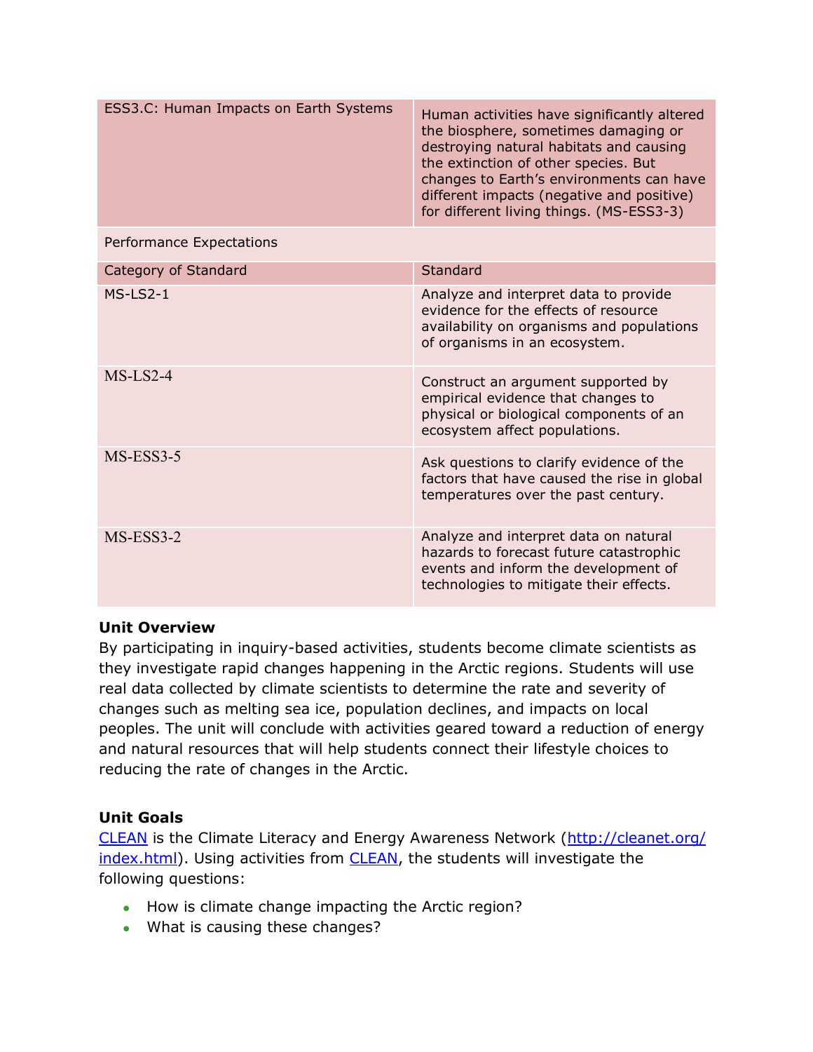| ESS3.C: Human Impacts on Earth Systems | Human activities have significantly altered the biosphere, sometimes damaging or destroying natural habitats and causing the extinction of other species. But changes to Earth's environments can have different impacts (negative and positive) for different living things. (MS-ESS3-3) |
|---|---|
| Performance Expectations | |
| Category of Standard | Standard |
| MS-LS2-1 | Analyze and interpret data to provide evidence for the effects of resource availability on organisms and populations of organisms in an ecosystem. |
| MS-LS2-4 | Construct an argument supported by empirical evidence that changes to physical or biological components of an ecosystem affect populations. |
| MS-ESS3-5 | Ask questions to clarify evidence of the factors that have caused the rise in global temperatures over the past century. |
| MS-ESS3-2 | Analyze and interpret data on natural hazards to forecast future catastrophic events and inform the development of technologies to mitigate their effects. |

**Unit Overview**

By participating in inquiry-based activities, students become climate scientists as they investigate rapid changes happening in the Arctic regions. Students will use real data collected by climate scientists to determine the rate and severity of changes such as melting sea ice, population declines, and impacts on local peoples. The unit will conclude with activities geared toward a reduction of energy and natural resources that will help students connect their lifestyle choices to reducing the rate of changes in the Arctic.

**Unit Goals**

[CLEAN](http://cleanet.org/index.html) is the Climate Literacy and Energy Awareness Network ([http://cleanet.org/index.html](http://cleanet.org/index.html)). Using activities from [CLEAN](http://cleanet.org/index.html), the students will investigate the following questions:

- How is climate change impacting the Arctic region?
- What is causing these changes?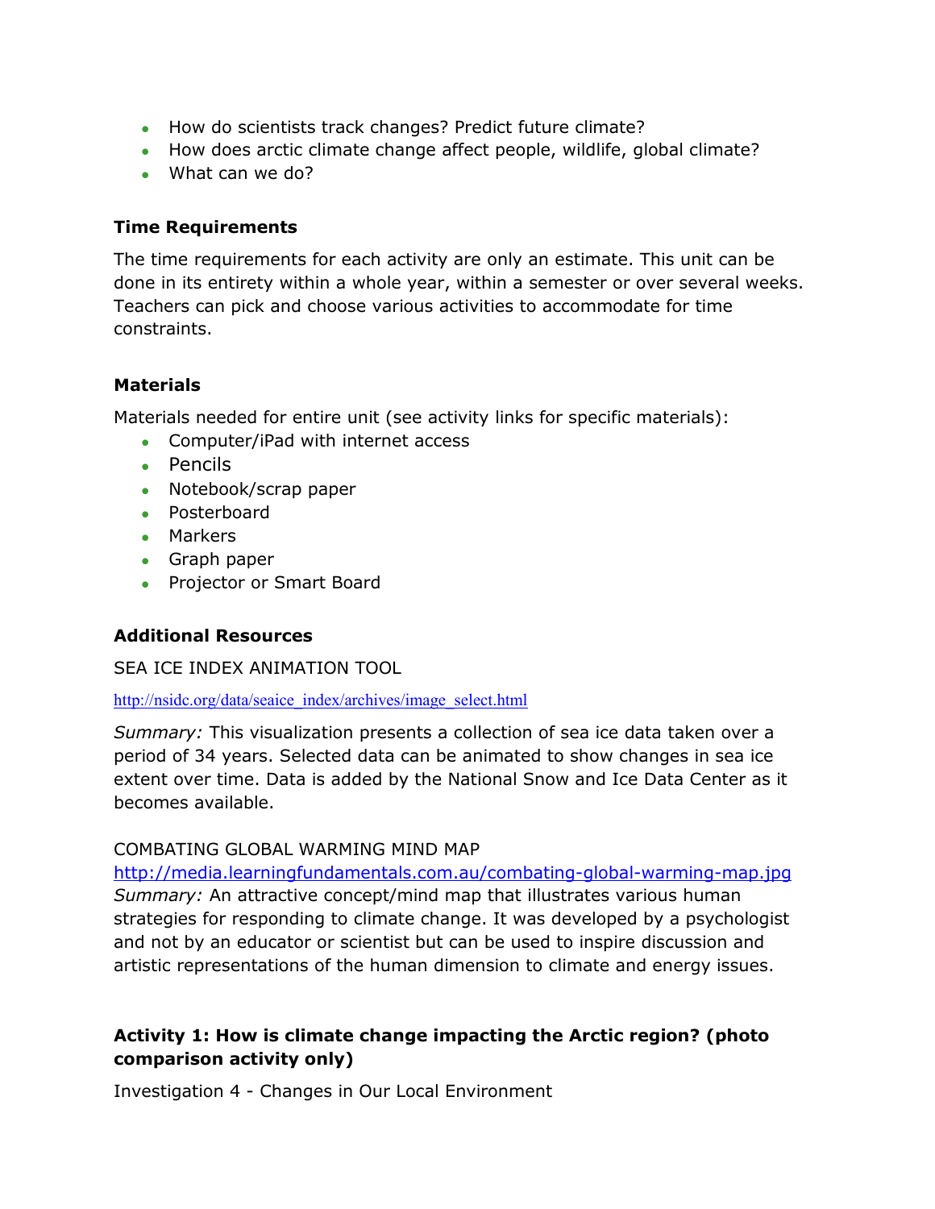- How do scientists track changes? Predict future climate?
- How does arctic climate change affect people, wildlife, global climate?
- What can we do?

### Time Requirements

The time requirements for each activity are only an estimate. This unit can be done in its entirety within a whole year, within a semester or over several weeks. Teachers can pick and choose various activities to accommodate for time constraints.

### Materials

Materials needed for entire unit (see activity links for specific materials):

- Computer/iPad with internet access
- Pencils
- Notebook/scrap paper
- Posterboard
- Markers
- Graph paper
- Projector or Smart Board

### Additional Resources

SEA ICE INDEX ANIMATION TOOL

http://nsidc.org/data/seaice_index/archives/image_select.html

*Summary:* This visualization presents a collection of sea ice data taken over a period of 34 years. Selected data can be animated to show changes in sea ice extent over time. Data is added by the National Snow and Ice Data Center as it becomes available.

COMBATING GLOBAL WARMING MIND MAP
http://media.learningfundamentals.com.au/combating-global-warming-map.jpg
*Summary:* An attractive concept/mind map that illustrates various human strategies for responding to climate change. It was developed by a psychologist and not by an educator or scientist but can be used to inspire discussion and artistic representations of the human dimension to climate and energy issues.

### Activity 1: How is climate change impacting the Arctic region? (photo comparison activity only)

Investigation 4 - Changes in Our Local Environment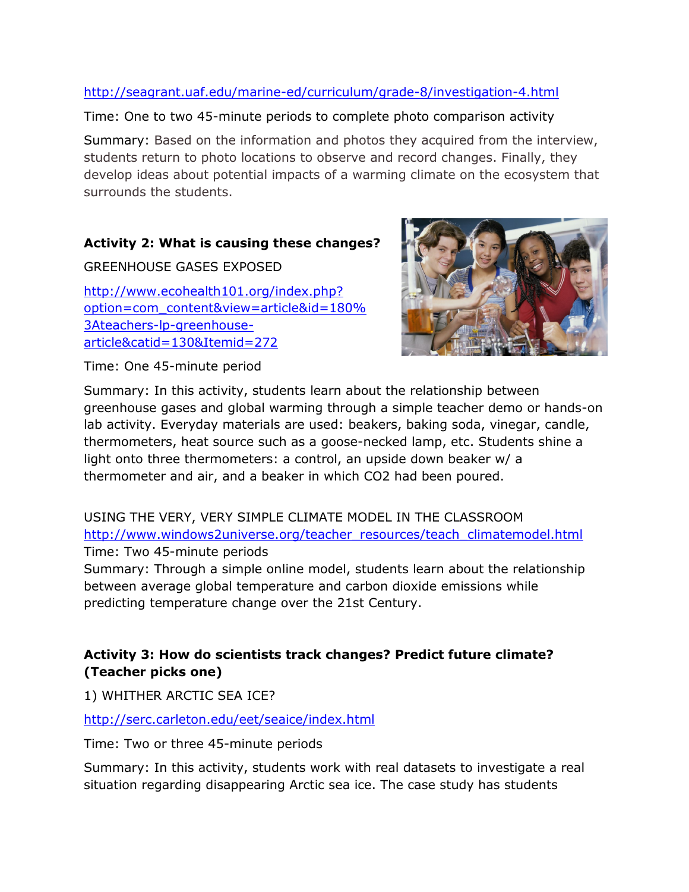http://seagrant.uaf.edu/marine-ed/curriculum/grade-8/investigation-4.html

Time: One to two 45-minute periods to complete photo comparison activity

Summary: Based on the information and photos they acquired from the interview, students return to photo locations to observe and record changes. Finally, they develop ideas about potential impacts of a warming climate on the ecosystem that surrounds the students.

**Activity 2: What is causing these changes?**

GREENHOUSE GASES EXPOSED

http://www.ecohealth101.org/index.php?option=com_content&view=article&id=180%3Ateachers-lp-greenhouse-article&catid=130&Itemid=272

Time: One 45-minute period

Summary: In this activity, students learn about the relationship between greenhouse gases and global warming through a simple teacher demo or hands-on lab activity. Everyday materials are used: beakers, baking soda, vinegar, candle, thermometers, heat source such as a goose-necked lamp, etc. Students shine a light onto three thermometers: a control, an upside down beaker w/ a thermometer and air, and a beaker in which $CO_2$ had been poured.

USING THE VERY, VERY SIMPLE CLIMATE MODEL IN THE CLASSROOM
http://www.windows2universe.org/teacher_resources/teach_climatemodel.html
Time: Two 45-minute periods
Summary: Through a simple online model, students learn about the relationship between average global temperature and carbon dioxide emissions while predicting temperature change over the 21st Century.

**Activity 3: How do scientists track changes? Predict future climate? (Teacher picks one)**

1) WHITHER ARCTIC SEA ICE?

http://serc.carleton.edu/eet/seaice/index.html

Time: Two or three 45-minute periods

Summary: In this activity, students work with real datasets to investigate a real situation regarding disappearing Arctic sea ice. The case study has students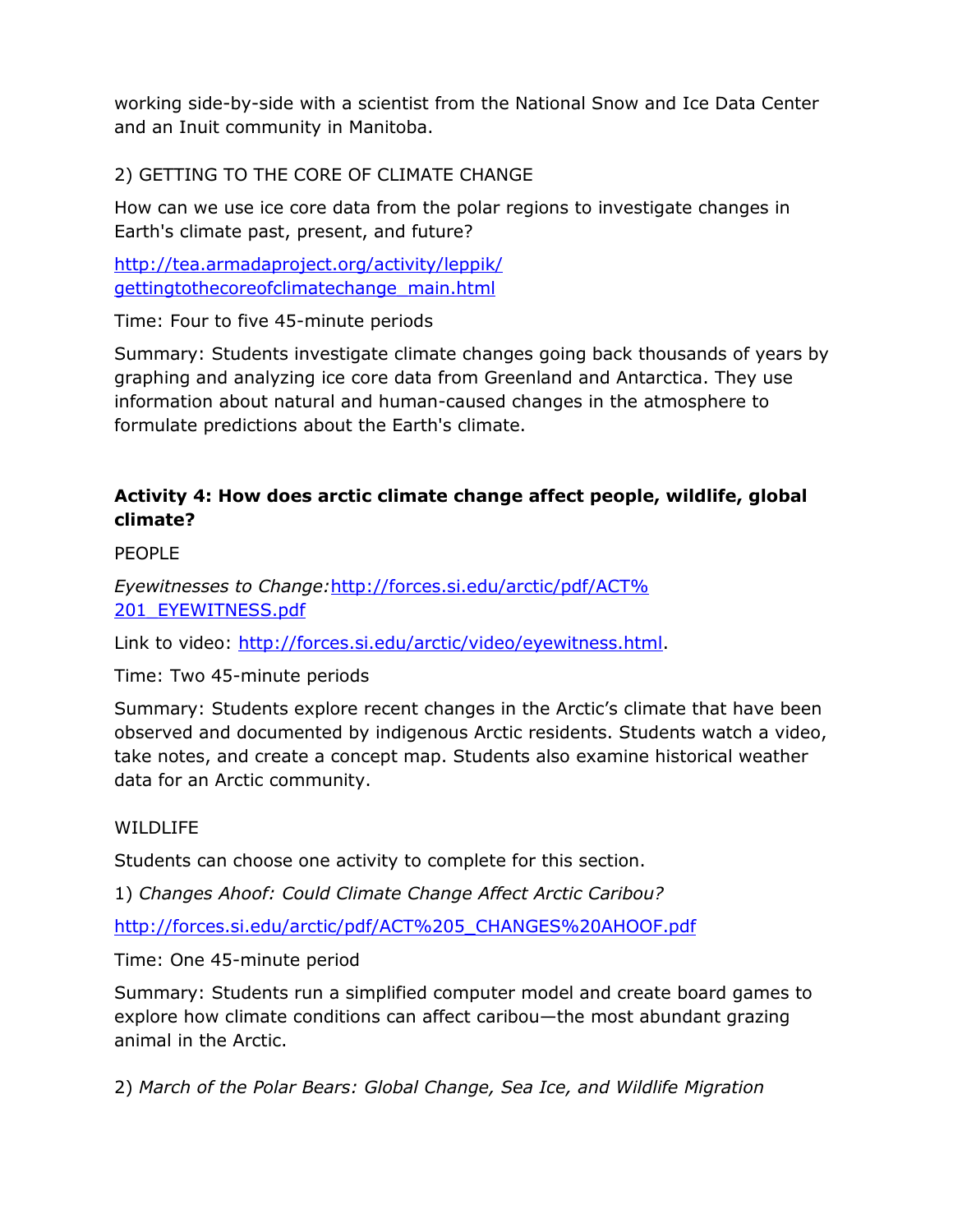working side-by-side with a scientist from the National Snow and Ice Data Center and an Inuit community in Manitoba.

2) GETTING TO THE CORE OF CLIMATE CHANGE

How can we use ice core data from the polar regions to investigate changes in Earth's climate past, present, and future?

[http://tea.armadaproject.org/activity/leppik/gettingtothecoreofclimatechange_main.html](http://tea.armadaproject.org/activity/leppik/gettingtothecoreofclimatechange_main.html)

Time: Four to five 45-minute periods

Summary: Students investigate climate changes going back thousands of years by graphing and analyzing ice core data from Greenland and Antarctica. They use information about natural and human-caused changes in the atmosphere to formulate predictions about the Earth's climate.

**Activity 4: How does arctic climate change affect people, wildlife, global climate?**

PEOPLE

*Eyewitnesses to Change:* [http://forces.si.edu/arctic/pdf/ACT%201_EYEWITNESS.pdf](http://forces.si.edu/arctic/pdf/ACT%201_EYEWITNESS.pdf)

Link to video: [http://forces.si.edu/arctic/video/eyewitness.html](http://forces.si.edu/arctic/video/eyewitness.html).

Time: Two 45-minute periods

Summary: Students explore recent changes in the Arctic's climate that have been observed and documented by indigenous Arctic residents. Students watch a video, take notes, and create a concept map. Students also examine historical weather data for an Arctic community.

WILDLIFE

Students can choose one activity to complete for this section.

1) *Changes Ahoof: Could Climate Change Affect Arctic Caribou?*

[http://forces.si.edu/arctic/pdf/ACT%205_CHANGES%20AHOOF.pdf](http://forces.si.edu/arctic/pdf/ACT%205_CHANGES%20AHOOF.pdf)

Time: One 45-minute period

Summary: Students run a simplified computer model and create board games to explore how climate conditions can affect caribou—the most abundant grazing animal in the Arctic.

2) *March of the Polar Bears: Global Change, Sea Ice, and Wildlife Migration*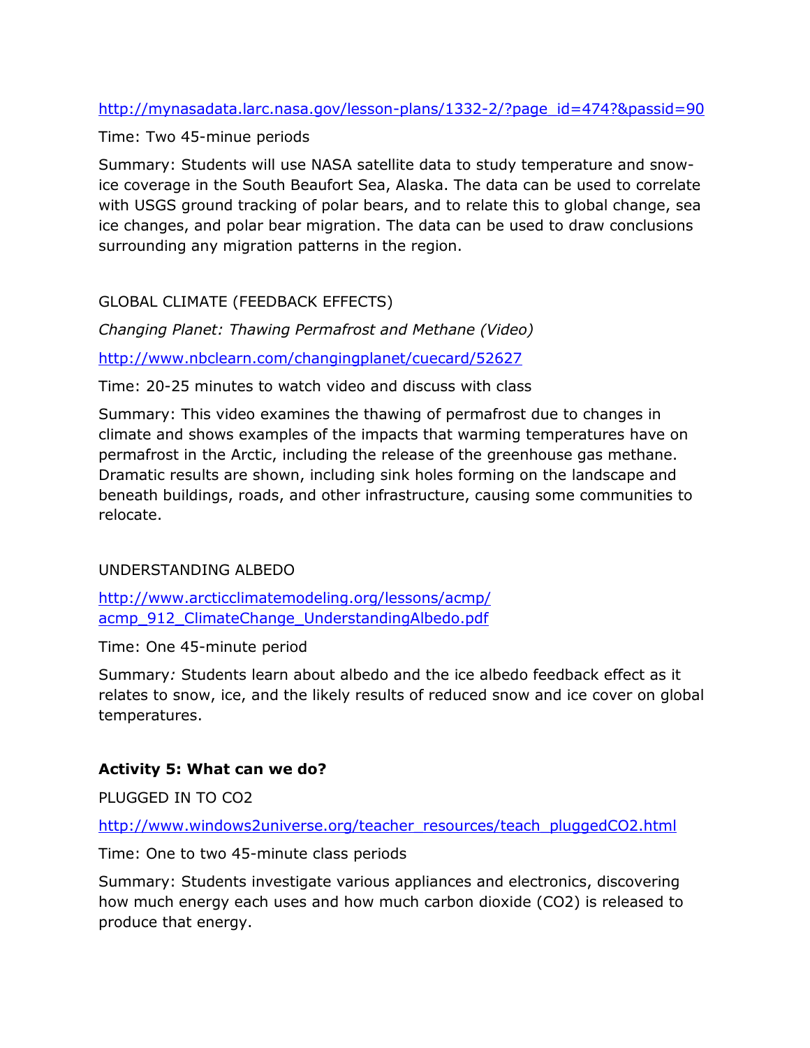http://mynasadata.larc.nasa.gov/lesson-plans/1332-2/?page_id=474?&passid=90

Time: Two 45-minue periods

Summary: Students will use NASA satellite data to study temperature and snow-ice coverage in the South Beaufort Sea, Alaska. The data can be used to correlate with USGS ground tracking of polar bears, and to relate this to global change, sea ice changes, and polar bear migration. The data can be used to draw conclusions surrounding any migration patterns in the region.

GLOBAL CLIMATE (FEEDBACK EFFECTS)

*Changing Planet: Thawing Permafrost and Methane (Video)*

http://www.nbclearn.com/changingplanet/cuecard/52627

Time: 20-25 minutes to watch video and discuss with class

Summary: This video examines the thawing of permafrost due to changes in climate and shows examples of the impacts that warming temperatures have on permafrost in the Arctic, including the release of the greenhouse gas methane. Dramatic results are shown, including sink holes forming on the landscape and beneath buildings, roads, and other infrastructure, causing some communities to relocate.

UNDERSTANDING ALBEDO

http://www.arcticclimatemodeling.org/lessons/acmp/acmp_912_ClimateChange_UnderstandingAlbedo.pdf

Time: One 45-minute period

Summary*:* Students learn about albedo and the ice albedo feedback effect as it relates to snow, ice, and the likely results of reduced snow and ice cover on global temperatures.

**Activity 5: What can we do?**

PLUGGED IN TO CO2

http://www.windows2universe.org/teacher_resources/teach_pluggedCO2.html

Time: One to two 45-minute class periods

Summary: Students investigate various appliances and electronics, discovering how much energy each uses and how much carbon dioxide ($CO_2$) is released to produce that energy.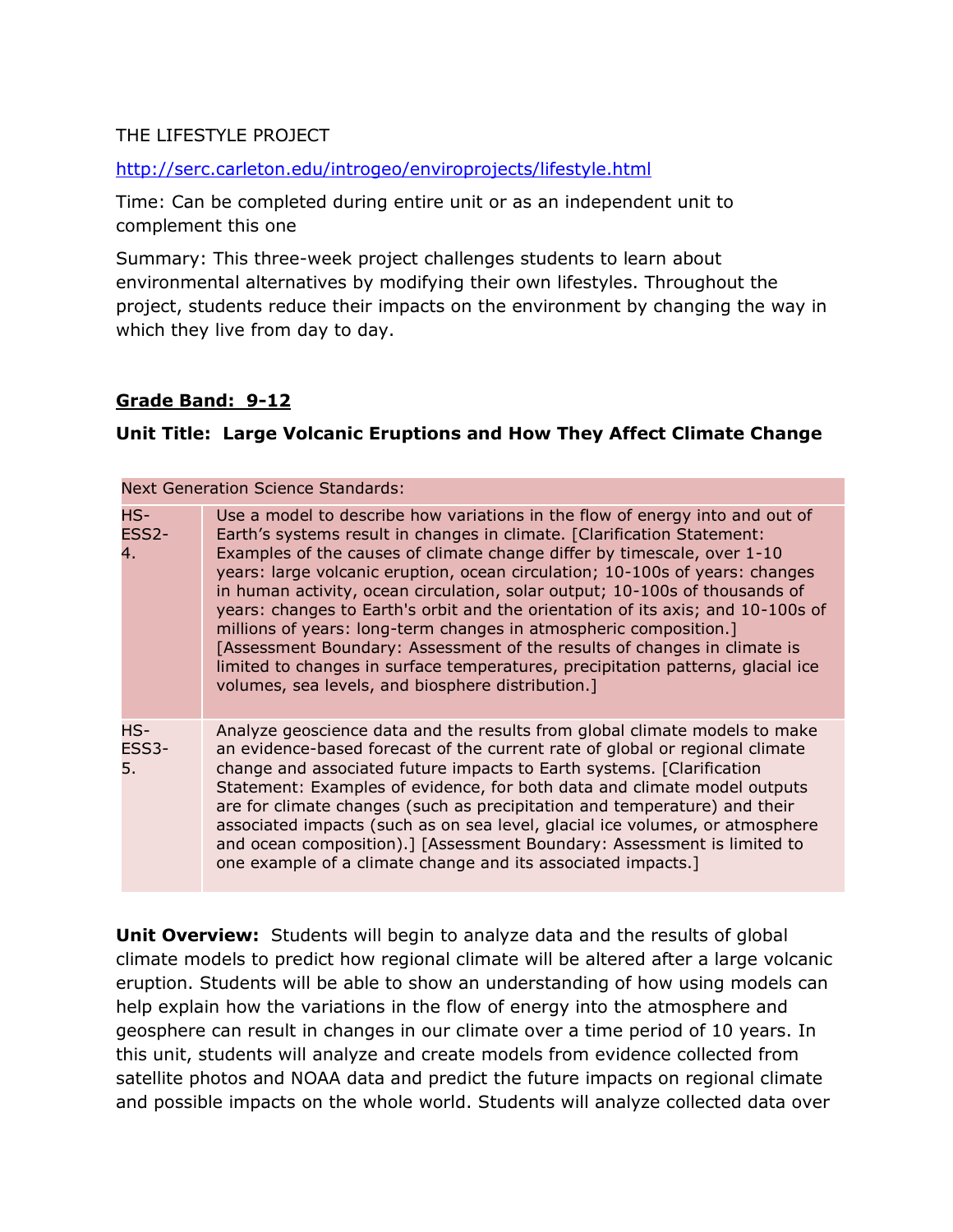THE LIFESTYLE PROJECT

http://serc.carleton.edu/introgeo/enviroprojects/lifestyle.html

Time: Can be completed during entire unit or as an independent unit to complement this one

Summary: This three-week project challenges students to learn about environmental alternatives by modifying their own lifestyles. Throughout the project, students reduce their impacts on the environment by changing the way in which they live from day to day.

**Grade Band: 9-12**

**Unit Title: Large Volcanic Eruptions and How They Affect Climate Change**

| Next Generation Science Standards: | |
|---|---|
| HS-ESS2-4. | Use a model to describe how variations in the flow of energy into and out of Earth's systems result in changes in climate. [Clarification Statement: Examples of the causes of climate change differ by timescale, over 1-10 years: large volcanic eruption, ocean circulation; 10-100s of years: changes in human activity, ocean circulation, solar output; 10-100s of thousands of years: changes to Earth's orbit and the orientation of its axis; and 10-100s of millions of years: long-term changes in atmospheric composition.] [Assessment Boundary: Assessment of the results of changes in climate is limited to changes in surface temperatures, precipitation patterns, glacial ice volumes, sea levels, and biosphere distribution.] |
| HS-ESS3-5. | Analyze geoscience data and the results from global climate models to make an evidence-based forecast of the current rate of global or regional climate change and associated future impacts to Earth systems. [Clarification Statement: Examples of evidence, for both data and climate model outputs are for climate changes (such as precipitation and temperature) and their associated impacts (such as on sea level, glacial ice volumes, or atmosphere and ocean composition).] [Assessment Boundary: Assessment is limited to one example of a climate change and its associated impacts.] |

**Unit Overview:** Students will begin to analyze data and the results of global climate models to predict how regional climate will be altered after a large volcanic eruption. Students will be able to show an understanding of how using models can help explain how the variations in the flow of energy into the atmosphere and geosphere can result in changes in our climate over a time period of 10 years. In this unit, students will analyze and create models from evidence collected from satellite photos and NOAA data and predict the future impacts on regional climate and possible impacts on the whole world. Students will analyze collected data over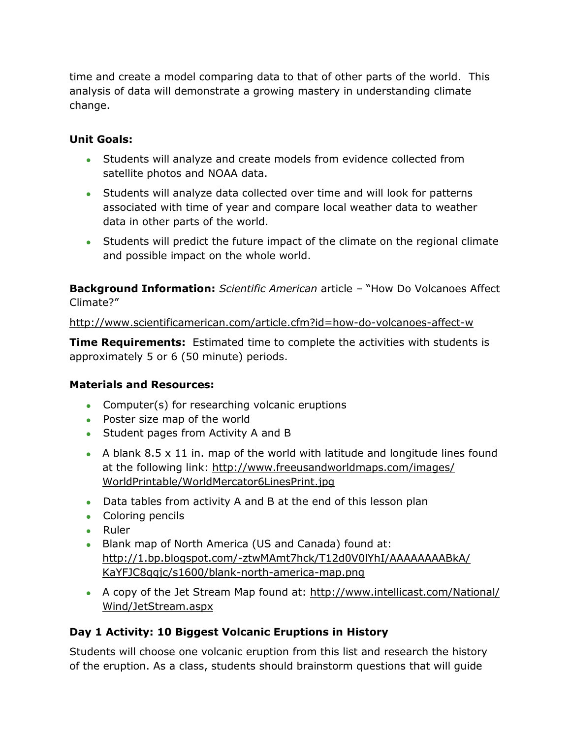time and create a model comparing data to that of other parts of the world. This analysis of data will demonstrate a growing mastery in understanding climate change.

**Unit Goals:**

- Students will analyze and create models from evidence collected from satellite photos and NOAA data.
- Students will analyze data collected over time and will look for patterns associated with time of year and compare local weather data to weather data in other parts of the world.
- Students will predict the future impact of the climate on the regional climate and possible impact on the whole world.

**Background Information:** *Scientific American* article – "How Do Volcanoes Affect Climate?"

http://www.scientificamerican.com/article.cfm?id=how-do-volcanoes-affect-w

**Time Requirements:** Estimated time to complete the activities with students is approximately 5 or 6 (50 minute) periods.

**Materials and Resources:**

- Computer(s) for researching volcanic eruptions
- Poster size map of the world
- Student pages from Activity A and B
- A blank 8.5 x 11 in. map of the world with latitude and longitude lines found at the following link: http://www.freeusandworldmaps.com/images/WorldPrintable/WorldMercator6LinesPrint.jpg
- Data tables from activity A and B at the end of this lesson plan
- Coloring pencils
- Ruler
- Blank map of North America (US and Canada) found at: http://1.bp.blogspot.com/-ztwMAmt7hck/T12d0V0lYhI/AAAAAAAABkA/KaYFJC8qgjc/s1600/blank-north-america-map.png
- A copy of the Jet Stream Map found at: http://www.intellicast.com/National/Wind/JetStream.aspx

**Day 1 Activity: 10 Biggest Volcanic Eruptions in History**

Students will choose one volcanic eruption from this list and research the history of the eruption. As a class, students should brainstorm questions that will guide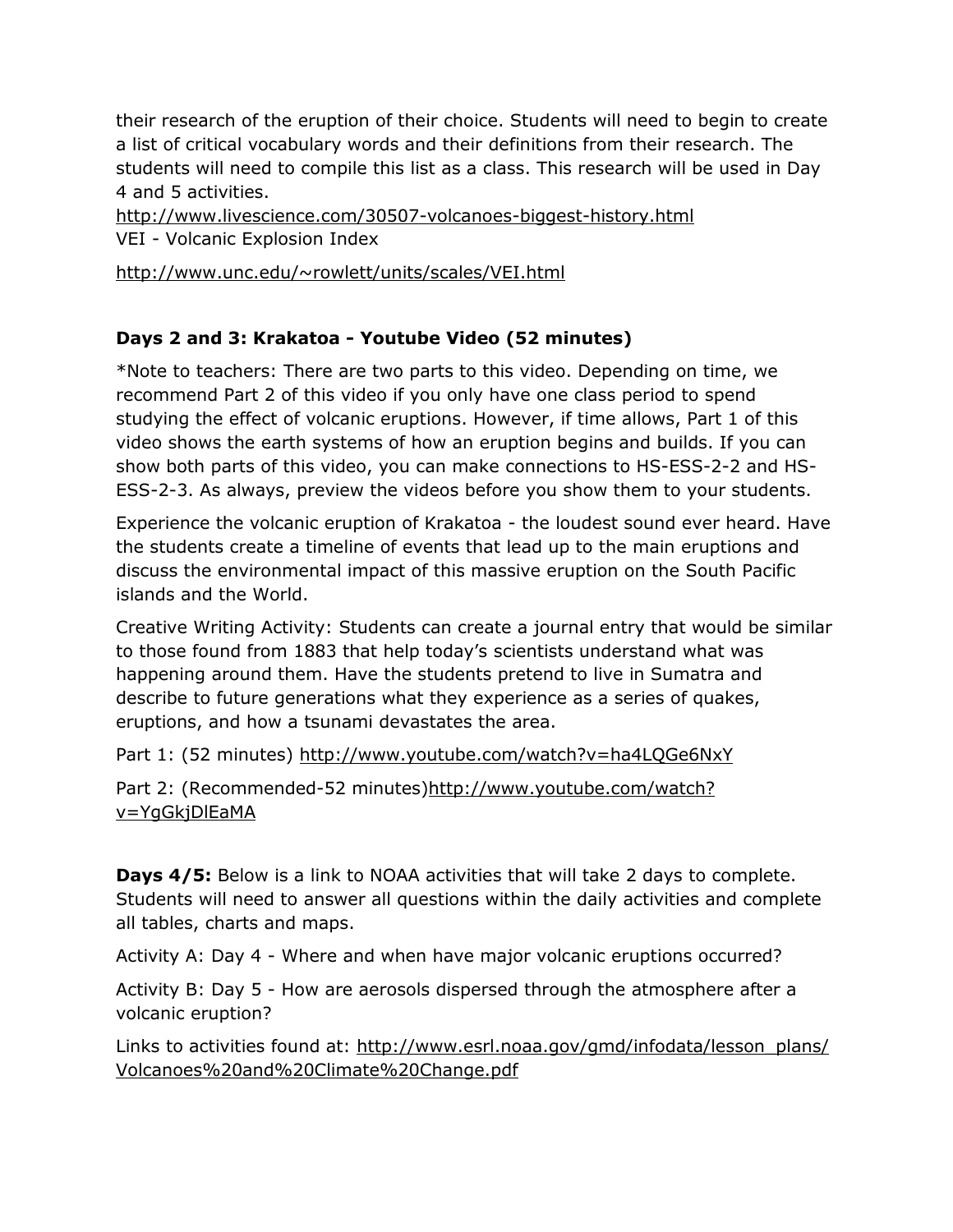their research of the eruption of their choice. Students will need to begin to create a list of critical vocabulary words and their definitions from their research. The students will need to compile this list as a class. This research will be used in Day 4 and 5 activities.

http://www.livescience.com/30507-volcanoes-biggest-history.html
VEI - Volcanic Explosion Index

http://www.unc.edu/~rowlett/units/scales/VEI.html

**Days 2 and 3: Krakatoa - Youtube Video (52 minutes)**

*Note to teachers: There are two parts to this video. Depending on time, we recommend Part 2 of this video if you only have one class period to spend studying the effect of volcanic eruptions. However, if time allows, Part 1 of this video shows the earth systems of how an eruption begins and builds. If you can show both parts of this video, you can make connections to HS-ESS-2-2 and HS-ESS-2-3. As always, preview the videos before you show them to your students.

Experience the volcanic eruption of Krakatoa - the loudest sound ever heard. Have the students create a timeline of events that lead up to the main eruptions and discuss the environmental impact of this massive eruption on the South Pacific islands and the World.

Creative Writing Activity: Students can create a journal entry that would be similar to those found from 1883 that help today's scientists understand what was happening around them. Have the students pretend to live in Sumatra and describe to future generations what they experience as a series of quakes, eruptions, and how a tsunami devastates the area.

Part 1: (52 minutes) http://www.youtube.com/watch?v=ha4LQGe6NxY

Part 2: (Recommended-52 minutes)http://www.youtube.com/watch?v=YgGkjDlEaMA

**Days 4/5:** Below is a link to NOAA activities that will take 2 days to complete. Students will need to answer all questions within the daily activities and complete all tables, charts and maps.

Activity A: Day 4 - Where and when have major volcanic eruptions occurred?

Activity B: Day 5 - How are aerosols dispersed through the atmosphere after a volcanic eruption?

Links to activities found at: http://www.esrl.noaa.gov/gmd/infodata/lesson_plans/Volcanoes%20and%20Climate%20Change.pdf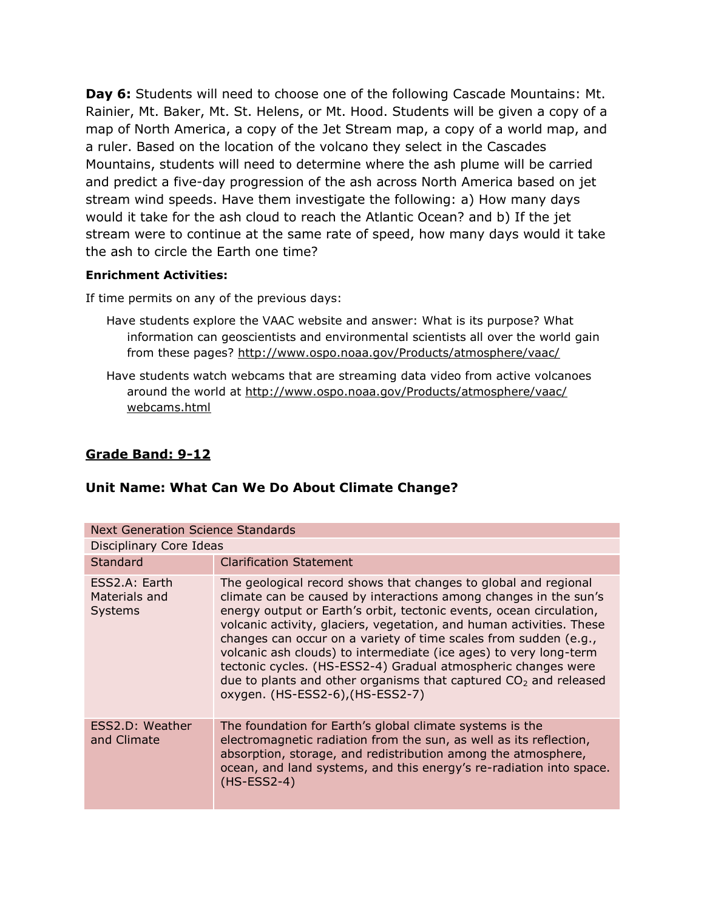**Day 6:** Students will need to choose one of the following Cascade Mountains: Mt. Rainier, Mt. Baker, Mt. St. Helens, or Mt. Hood. Students will be given a copy of a map of North America, a copy of the Jet Stream map, a copy of a world map, and a ruler. Based on the location of the volcano they select in the Cascades Mountains, students will need to determine where the ash plume will be carried and predict a five-day progression of the ash across North America based on jet stream wind speeds. Have them investigate the following: a) How many days would it take for the ash cloud to reach the Atlantic Ocean? and b) If the jet stream were to continue at the same rate of speed, how many days would it take the ash to circle the Earth one time?

**Enrichment Activities:**

If time permits on any of the previous days:

- Have students explore the VAAC website and answer: What is its purpose? What information can geoscientists and environmental scientists all over the world gain from these pages? http://www.ospo.noaa.gov/Products/atmosphere/vaac/
- Have students watch webcams that are streaming data video from active volcanoes around the world at http://www.ospo.noaa.gov/Products/atmosphere/vaac/webcams.html

## Grade Band: 9-12

## Unit Name: What Can We Do About Climate Change?

| Next Generation Science Standards | |
|---|---|
| Disciplinary Core Ideas | |
| Standard | Clarification Statement |
| ESS2.A: Earth Materials and Systems | The geological record shows that changes to global and regional climate can be caused by interactions among changes in the sun's energy output or Earth's orbit, tectonic events, ocean circulation, volcanic activity, glaciers, vegetation, and human activities. These changes can occur on a variety of time scales from sudden (e.g., volcanic ash clouds) to intermediate (ice ages) to very long-term tectonic cycles. (HS-ESS2-4) Gradual atmospheric changes were due to plants and other organisms that captured $CO_2$ and released oxygen. (HS-ESS2-6),(HS-ESS2-7) |
| ESS2.D: Weather and Climate | The foundation for Earth's global climate systems is the electromagnetic radiation from the sun, as well as its reflection, absorption, storage, and redistribution among the atmosphere, ocean, and land systems, and this energy's re-radiation into space. (HS-ESS2-4) |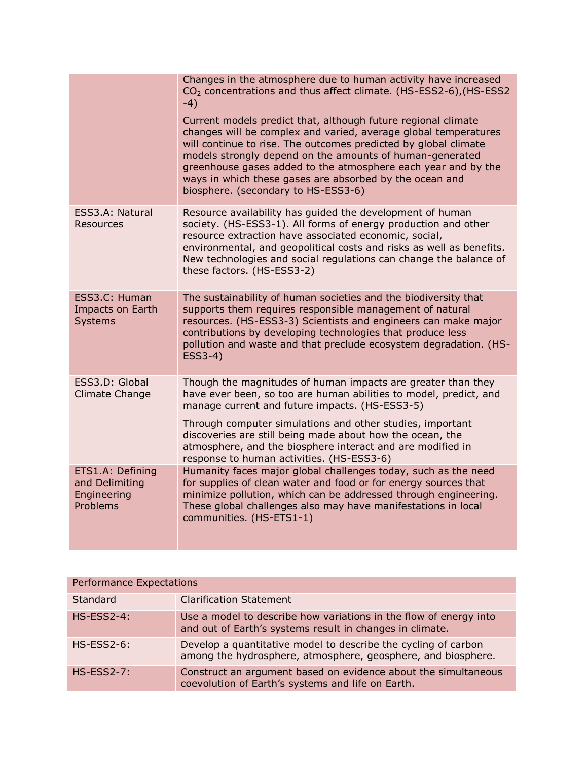| | |
|---|---|
| | Changes in the atmosphere due to human activity have increased $CO_2$ concentrations and thus affect climate. (HS-ESS2-6),(HS-ESS2-4)<br><br>Current models predict that, although future regional climate changes will be complex and varied, average global temperatures will continue to rise. The outcomes predicted by global climate models strongly depend on the amounts of human-generated greenhouse gases added to the atmosphere each year and by the ways in which these gases are absorbed by the ocean and biosphere. (secondary to HS-ESS3-6) |
| ESS3.A: Natural Resources | Resource availability has guided the development of human society. (HS-ESS3-1). All forms of energy production and other resource extraction have associated economic, social, environmental, and geopolitical costs and risks as well as benefits. New technologies and social regulations can change the balance of these factors. (HS-ESS3-2) |
| ESS3.C: Human Impacts on Earth Systems | The sustainability of human societies and the biodiversity that supports them requires responsible management of natural resources. (HS-ESS3-3) Scientists and engineers can make major contributions by developing technologies that produce less pollution and waste and that preclude ecosystem degradation. (HS-ESS3-4) |
| ESS3.D: Global Climate Change | Though the magnitudes of human impacts are greater than they have ever been, so too are human abilities to model, predict, and manage current and future impacts. (HS-ESS3-5)<br><br>Through computer simulations and other studies, important discoveries are still being made about how the ocean, the atmosphere, and the biosphere interact and are modified in response to human activities. (HS-ESS3-6) |
| ETS1.A: Defining and Delimiting Engineering Problems | Humanity faces major global challenges today, such as the need for supplies of clean water and food or for energy sources that minimize pollution, which can be addressed through engineering. These global challenges also may have manifestations in local communities. (HS-ETS1-1) |

| Performance Expectations | |
|---|---|
| Standard | Clarification Statement |
| HS-ESS2-4: | Use a model to describe how variations in the flow of energy into and out of Earth's systems result in changes in climate. |
| HS-ESS2-6: | Develop a quantitative model to describe the cycling of carbon among the hydrosphere, atmosphere, geosphere, and biosphere. |
| HS-ESS2-7: | Construct an argument based on evidence about the simultaneous coevolution of Earth's systems and life on Earth. |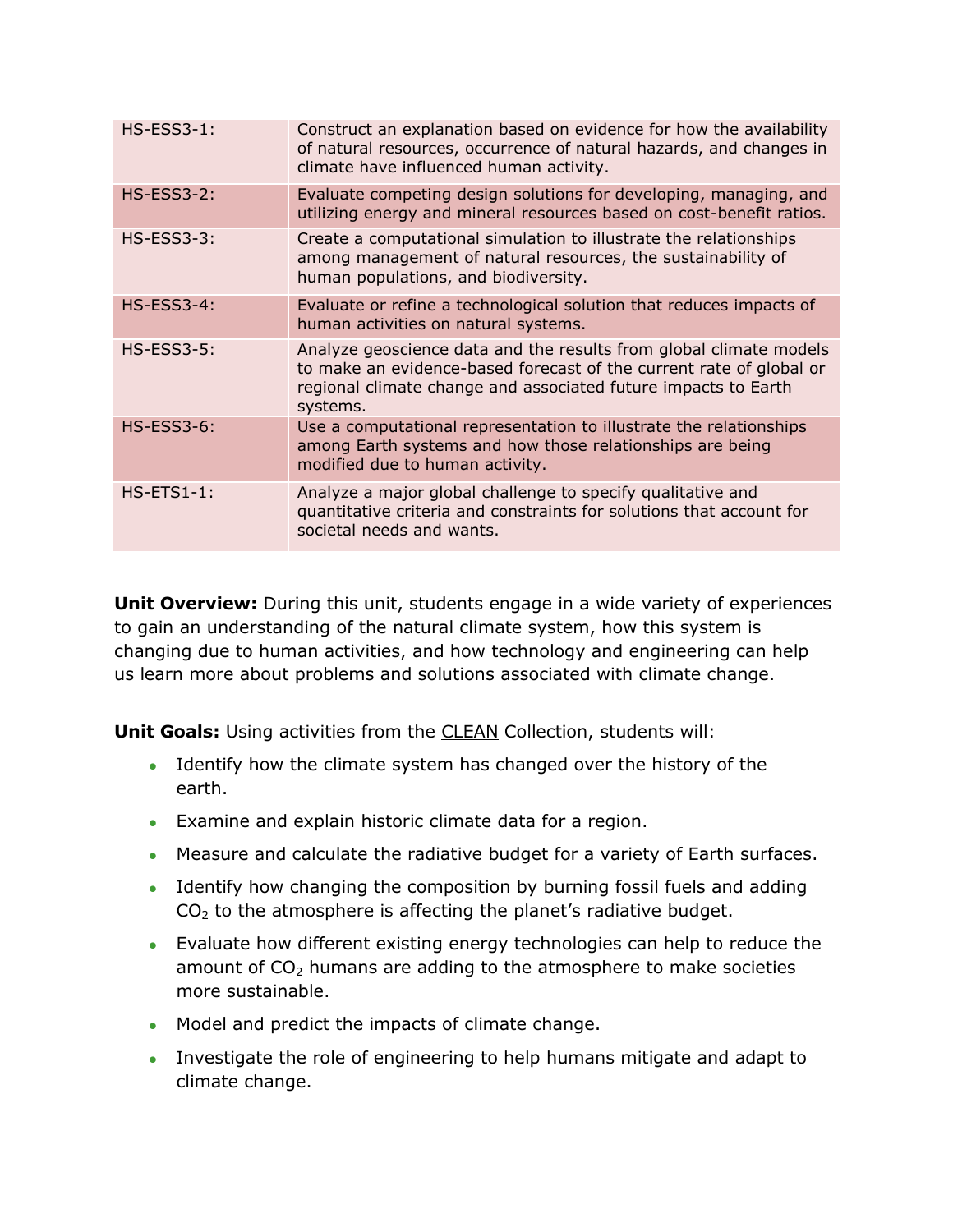| | |
|---|---|
| HS-ESS3-1: | Construct an explanation based on evidence for how the availability of natural resources, occurrence of natural hazards, and changes in climate have influenced human activity. |
| HS-ESS3-2: | Evaluate competing design solutions for developing, managing, and utilizing energy and mineral resources based on cost-benefit ratios. |
| HS-ESS3-3: | Create a computational simulation to illustrate the relationships among management of natural resources, the sustainability of human populations, and biodiversity. |
| HS-ESS3-4: | Evaluate or refine a technological solution that reduces impacts of human activities on natural systems. |
| HS-ESS3-5: | Analyze geoscience data and the results from global climate models to make an evidence-based forecast of the current rate of global or regional climate change and associated future impacts to Earth systems. |
| HS-ESS3-6: | Use a computational representation to illustrate the relationships among Earth systems and how those relationships are being modified due to human activity. |
| HS-ETS1-1: | Analyze a major global challenge to specify qualitative and quantitative criteria and constraints for solutions that account for societal needs and wants. |

**Unit Overview:** During this unit, students engage in a wide variety of experiences to gain an understanding of the natural climate system, how this system is changing due to human activities, and how technology and engineering can help us learn more about problems and solutions associated with climate change.

**Unit Goals:** Using activities from the CLEAN Collection, students will:

- Identify how the climate system has changed over the history of the earth.
- Examine and explain historic climate data for a region.
- Measure and calculate the radiative budget for a variety of Earth surfaces.
- Identify how changing the composition by burning fossil fuels and adding $CO_2$ to the atmosphere is affecting the planet's radiative budget.
- Evaluate how different existing energy technologies can help to reduce the amount of $CO_2$ humans are adding to the atmosphere to make societies more sustainable.
- Model and predict the impacts of climate change.
- Investigate the role of engineering to help humans mitigate and adapt to climate change.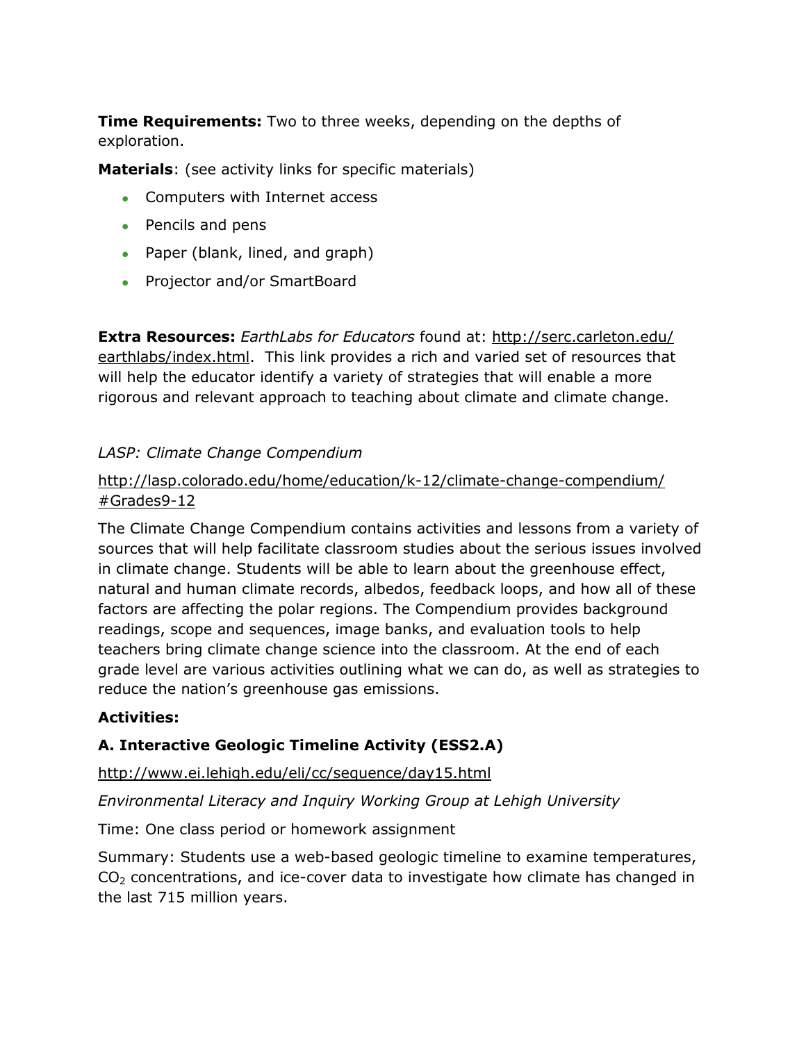**Time Requirements:** Two to three weeks, depending on the depths of exploration.

**Materials**: (see activity links for specific materials)

- Computers with Internet access
- Pencils and pens
- Paper (blank, lined, and graph)
- Projector and/or SmartBoard

**Extra Resources:** *EarthLabs for Educators* found at: http://serc.carleton.edu/earthlabs/index.html. This link provides a rich and varied set of resources that will help the educator identify a variety of strategies that will enable a more rigorous and relevant approach to teaching about climate and climate change.

*LASP: Climate Change Compendium*

http://lasp.colorado.edu/home/education/k-12/climate-change-compendium/#Grades9-12

The Climate Change Compendium contains activities and lessons from a variety of sources that will help facilitate classroom studies about the serious issues involved in climate change. Students will be able to learn about the greenhouse effect, natural and human climate records, albedos, feedback loops, and how all of these factors are affecting the polar regions. The Compendium provides background readings, scope and sequences, image banks, and evaluation tools to help teachers bring climate change science into the classroom. At the end of each grade level are various activities outlining what we can do, as well as strategies to reduce the nation's greenhouse gas emissions.

**Activities:**

**A. Interactive Geologic Timeline Activity (ESS2.A)**

http://www.ei.lehigh.edu/eli/cc/sequence/day15.html

*Environmental Literacy and Inquiry Working Group at Lehigh University*

Time: One class period or homework assignment

Summary: Students use a web-based geologic timeline to examine temperatures, $CO_2$ concentrations, and ice-cover data to investigate how climate has changed in the last 715 million years.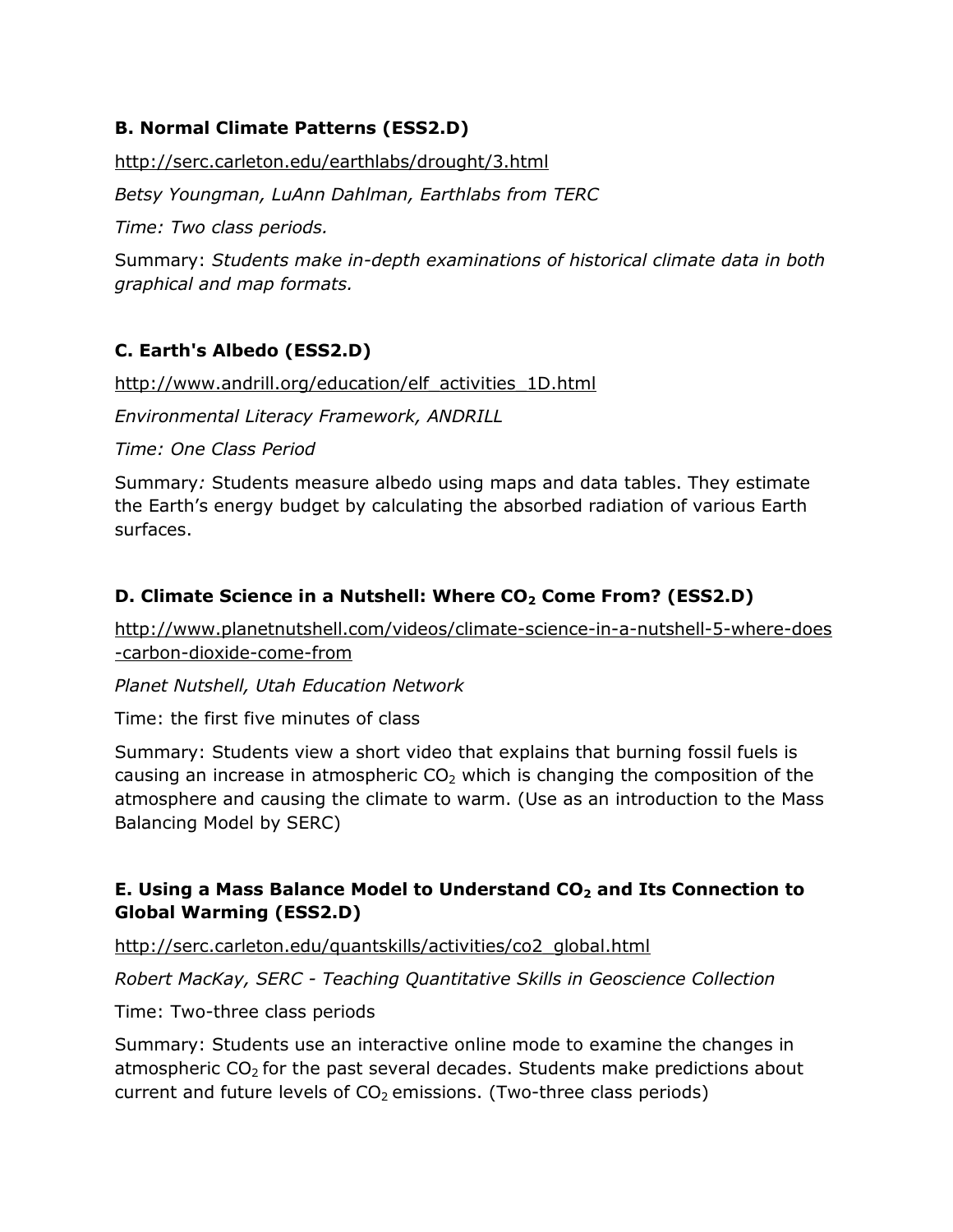### B. Normal Climate Patterns (ESS2.D)

http://serc.carleton.edu/earthlabs/drought/3.html

*Betsy Youngman, LuAnn Dahlman, Earthlabs from TERC*

*Time: Two class periods.*

Summary: *Students make in-depth examinations of historical climate data in both graphical and map formats.*

### C. Earth's Albedo (ESS2.D)

http://www.andrill.org/education/elf_activities_1D.html

*Environmental Literacy Framework, ANDRILL*

*Time: One Class Period*

Summary*:* Students measure albedo using maps and data tables. They estimate the Earth's energy budget by calculating the absorbed radiation of various Earth surfaces.

### D. Climate Science in a Nutshell: Where $CO_2$ Come From? (ESS2.D)

http://www.planetnutshell.com/videos/climate-science-in-a-nutshell-5-where-does-carbon-dioxide-come-from

*Planet Nutshell, Utah Education Network*

Time: the first five minutes of class

Summary: Students view a short video that explains that burning fossil fuels is causing an increase in atmospheric $CO_2$ which is changing the composition of the atmosphere and causing the climate to warm. (Use as an introduction to the Mass Balancing Model by SERC)

### E. Using a Mass Balance Model to Understand $CO_2$ and Its Connection to Global Warming (ESS2.D)

http://serc.carleton.edu/quantskills/activities/co2_global.html

*Robert MacKay, SERC - Teaching Quantitative Skills in Geoscience Collection*

Time: Two-three class periods

Summary: Students use an interactive online mode to examine the changes in atmospheric $CO_2$ for the past several decades. Students make predictions about current and future levels of $CO_2$ emissions. (Two-three class periods)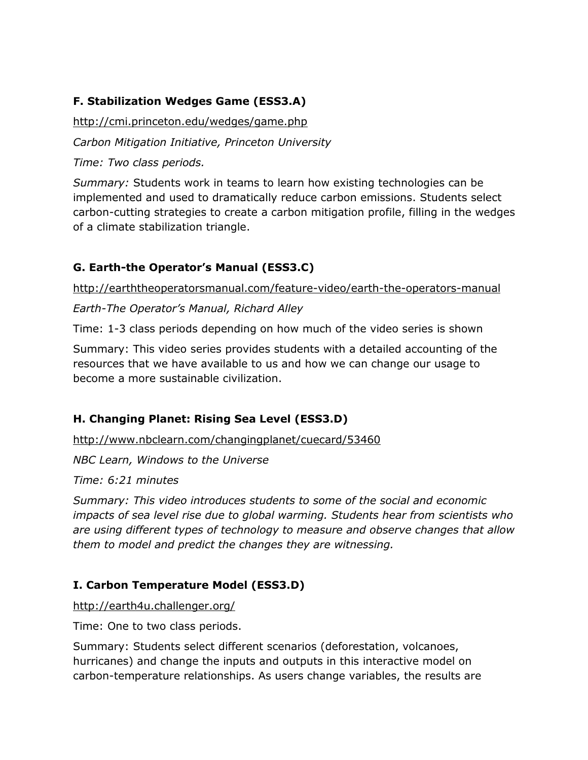### F. Stabilization Wedges Game (ESS3.A)

http://cmi.princeton.edu/wedges/game.php

*Carbon Mitigation Initiative, Princeton University*

*Time: Two class periods.*

*Summary:* Students work in teams to learn how existing technologies can be implemented and used to dramatically reduce carbon emissions. Students select carbon-cutting strategies to create a carbon mitigation profile, filling in the wedges of a climate stabilization triangle.

### G. Earth-the Operator's Manual (ESS3.C)

http://earththeoperatorsmanual.com/feature-video/earth-the-operators-manual

*Earth-The Operator's Manual, Richard Alley*

Time: 1-3 class periods depending on how much of the video series is shown

Summary: This video series provides students with a detailed accounting of the resources that we have available to us and how we can change our usage to become a more sustainable civilization.

### H. Changing Planet: Rising Sea Level (ESS3.D)

http://www.nbclearn.com/changingplanet/cuecard/53460

*NBC Learn, Windows to the Universe*

*Time: 6:21 minutes*

*Summary: This video introduces students to some of the social and economic impacts of sea level rise due to global warming. Students hear from scientists who are using different types of technology to measure and observe changes that allow them to model and predict the changes they are witnessing.*

### I. Carbon Temperature Model (ESS3.D)

http://earth4u.challenger.org/

Time: One to two class periods.

Summary: Students select different scenarios (deforestation, volcanoes, hurricanes) and change the inputs and outputs in this interactive model on carbon-temperature relationships. As users change variables, the results are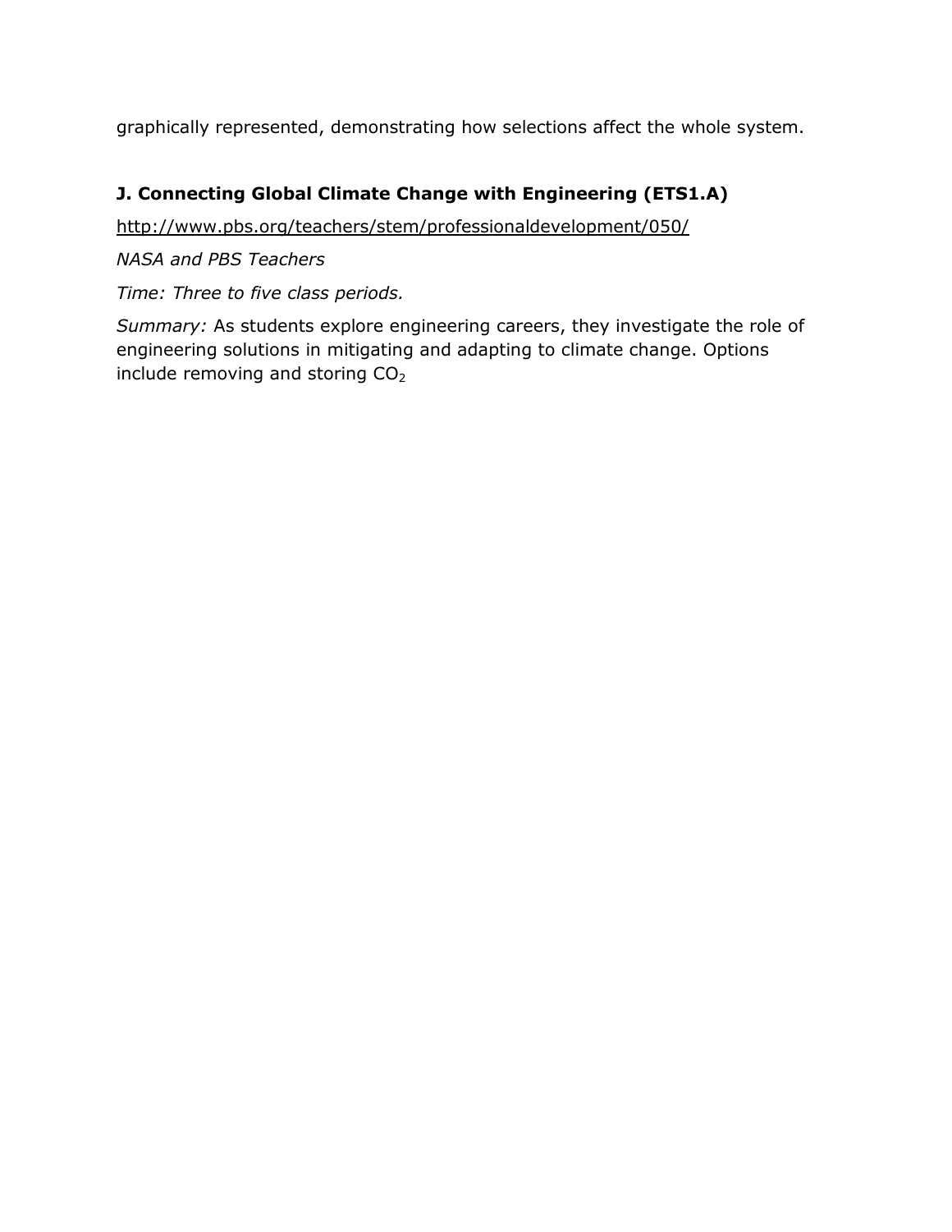graphically represented, demonstrating how selections affect the whole system.

### J. Connecting Global Climate Change with Engineering (ETS1.A)

http://www.pbs.org/teachers/stem/professionaldevelopment/050/

*NASA and PBS Teachers*

*Time: Three to five class periods.*

*Summary:* As students explore engineering careers, they investigate the role of engineering solutions in mitigating and adapting to climate change. Options include removing and storing $CO_2$